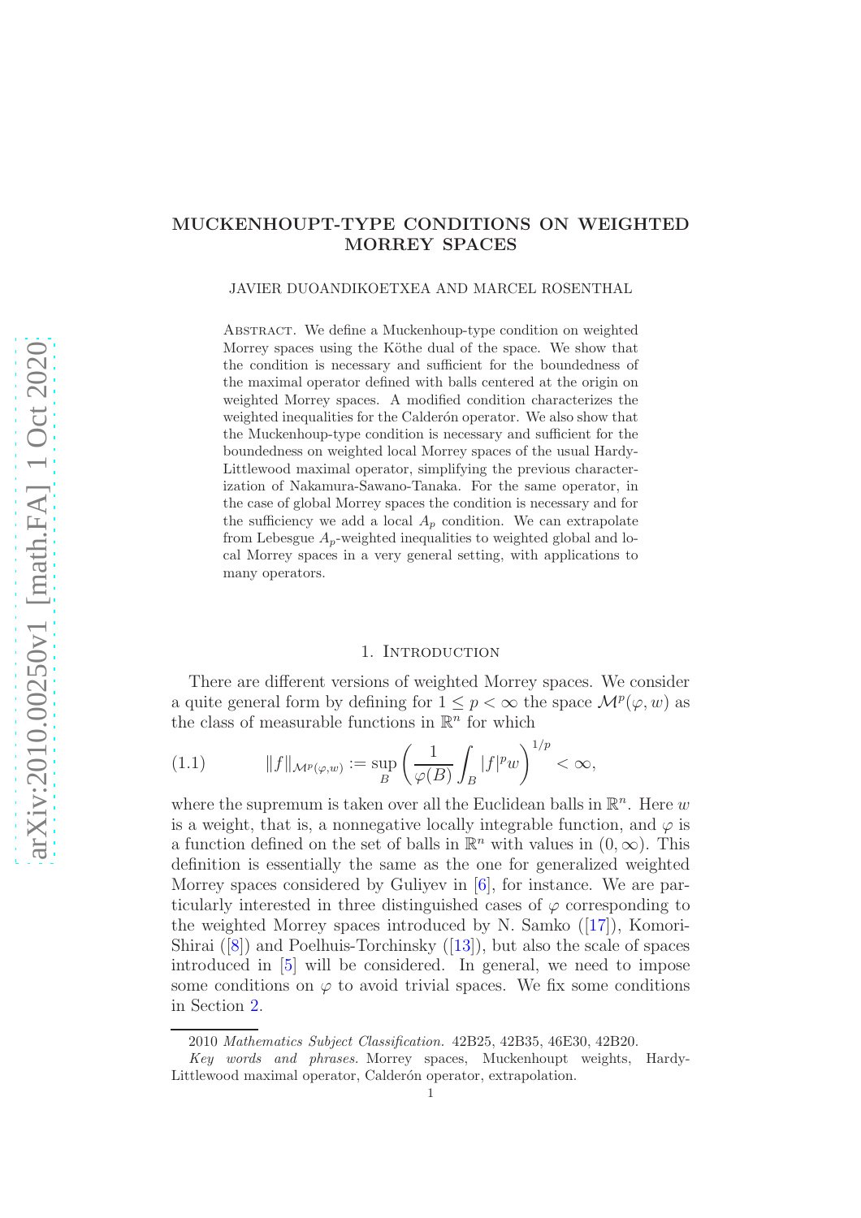# MUCKENHOUPT-TYPE CONDITIONS ON WEIGHTED MORREY SPACES

JAVIER DUOANDIKOETXEA AND MARCEL ROSENTHAL

Abstract. We define a Muckenhoup-type condition on weighted Morrey spaces using the Köthe dual of the space. We show that the condition is necessary and sufficient for the boundedness of the maximal operator defined with balls centered at the origin on weighted Morrey spaces. A modified condition characterizes the weighted inequalities for the Calderón operator. We also show that the Muckenhoup-type condition is necessary and sufficient for the boundedness on weighted local Morrey spaces of the usual Hardy-Littlewood maximal operator, simplifying the previous characterization of Nakamura-Sawano-Tanaka. For the same operator, in the case of global Morrey spaces the condition is necessary and for the sufficiency we add a local $A_p$ condition. We can extrapolate from Lebesgue $A_p$-weighted inequalities to weighted global and local Morrey spaces in a very general setting, with applications to many operators.

## 1. Introduction

There are different versions of weighted Morrey spaces. We consider a quite general form by defining for $1 \le p < \infty$ the space $\mathcal{M}^p(\varphi, w)$ as the class of measurable functions in $\mathbb{R}^n$ for which

$$\|f\|_{\mathcal{M}^p(\varphi,w)} := \sup_B \left( \frac{1}{\varphi(B)} \int_B |f|^p w \right)^{1/p} < \infty, \tag{1.1}$$

where the supremum is taken over all the Euclidean balls in $\mathbb{R}^n$. Here $w$ is a weight, that is, a nonnegative locally integrable function, and $\varphi$ is a function defined on the set of balls in $\mathbb{R}^n$ with values in $(0, \infty)$. This definition is essentially the same as the one for generalized weighted Morrey spaces considered by Guliyev in [6], for instance. We are particularly interested in three distinguished cases of $\varphi$ corresponding to the weighted Morrey spaces introduced by N. Samko ([17]), Komori-Shirai ([8]) and Poelhuis-Torchinsky ([13]), but also the scale of spaces introduced in [5] will be considered. In general, we need to impose some conditions on $\varphi$ to avoid trivial spaces. We fix some conditions in Section 2.

---

2010 *Mathematics Subject Classification.* 42B25, 42B35, 46E30, 42B20.

*Key words and phrases.* Morrey spaces, Muckenhoupt weights, Hardy-Littlewood maximal operator, Calderón operator, extrapolation.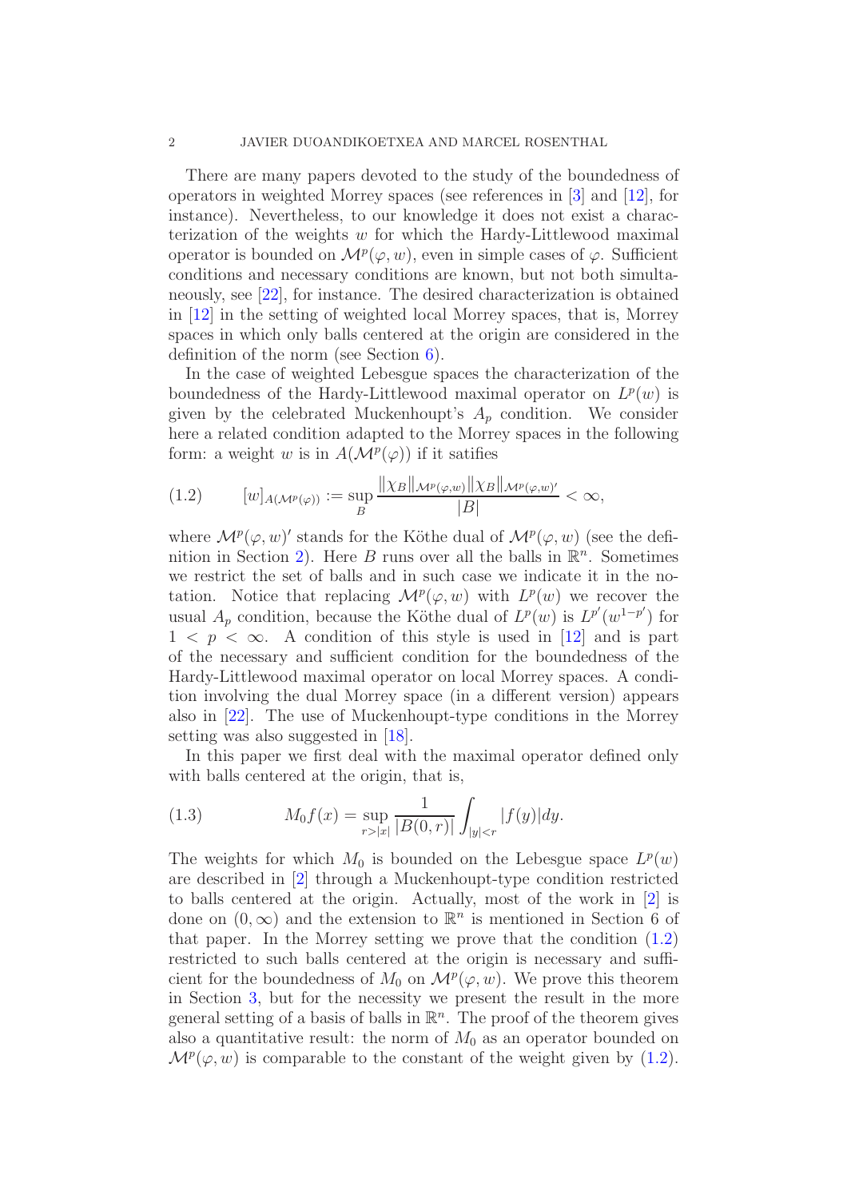There are many papers devoted to the study of the boundedness of operators in weighted Morrey spaces (see references in [3] and [12], for instance). Nevertheless, to our knowledge it does not exist a characterization of the weights $w$ for which the Hardy-Littlewood maximal operator is bounded on $\mathcal{M}^p(\varphi, w)$, even in simple cases of $\varphi$. Sufficient conditions and necessary conditions are known, but not both simultaneously, see [22], for instance. The desired characterization is obtained in [12] in the setting of weighted local Morrey spaces, that is, Morrey spaces in which only balls centered at the origin are considered in the definition of the norm (see Section 6).

In the case of weighted Lebesgue spaces the characterization of the boundedness of the Hardy-Littlewood maximal operator on $L^p(w)$ is given by the celebrated Muckenhoupt's $A_p$ condition. We consider here a related condition adapted to the Morrey spaces in the following form: a weight $w$ is in $A(\mathcal{M}^p(\varphi))$ if it satifies

$$
[w]_{A(\mathcal{M}^p(\varphi))} := \sup_B \frac{\|\chi_B\|_{\mathcal{M}^p(\varphi,w)}\|\chi_B\|_{\mathcal{M}^p(\varphi,w)'}}{|B|} < \infty, \tag{1.2}
$$

where $\mathcal{M}^p(\varphi, w)'$ stands for the Köthe dual of $\mathcal{M}^p(\varphi, w)$ (see the definition in Section 2). Here $B$ runs over all the balls in $\mathbb{R}^n$. Sometimes we restrict the set of balls and in such case we indicate it in the notation. Notice that replacing $\mathcal{M}^p(\varphi, w)$ with $L^p(w)$ we recover the usual $A_p$ condition, because the Köthe dual of $L^p(w)$ is $L^{p'}(w^{1-p'})$ for $1 < p < \infty$. A condition of this style is used in [12] and is part of the necessary and sufficient condition for the boundedness of the Hardy-Littlewood maximal operator on local Morrey spaces. A condition involving the dual Morrey space (in a different version) appears also in [22]. The use of Muckenhoupt-type conditions in the Morrey setting was also suggested in [18].

In this paper we first deal with the maximal operator defined only with balls centered at the origin, that is,

$$
M_0 f(x) = \sup_{r>|x|} \frac{1}{|B(0,r)|} \int_{|y|<r} |f(y)| dy. \tag{1.3}
$$

The weights for which $M_0$ is bounded on the Lebesgue space $L^p(w)$ are described in [2] through a Muckenhoupt-type condition restricted to balls centered at the origin. Actually, most of the work in [2] is done on $(0, \infty)$ and the extension to $\mathbb{R}^n$ is mentioned in Section 6 of that paper. In the Morrey setting we prove that the condition (1.2) restricted to such balls centered at the origin is necessary and sufficient for the boundedness of $M_0$ on $\mathcal{M}^p(\varphi, w)$. We prove this theorem in Section 3, but for the necessity we present the result in the more general setting of a basis of balls in $\mathbb{R}^n$. The proof of the theorem gives also a quantitative result: the norm of $M_0$ as an operator bounded on $\mathcal{M}^p(\varphi, w)$ is comparable to the constant of the weight given by (1.2).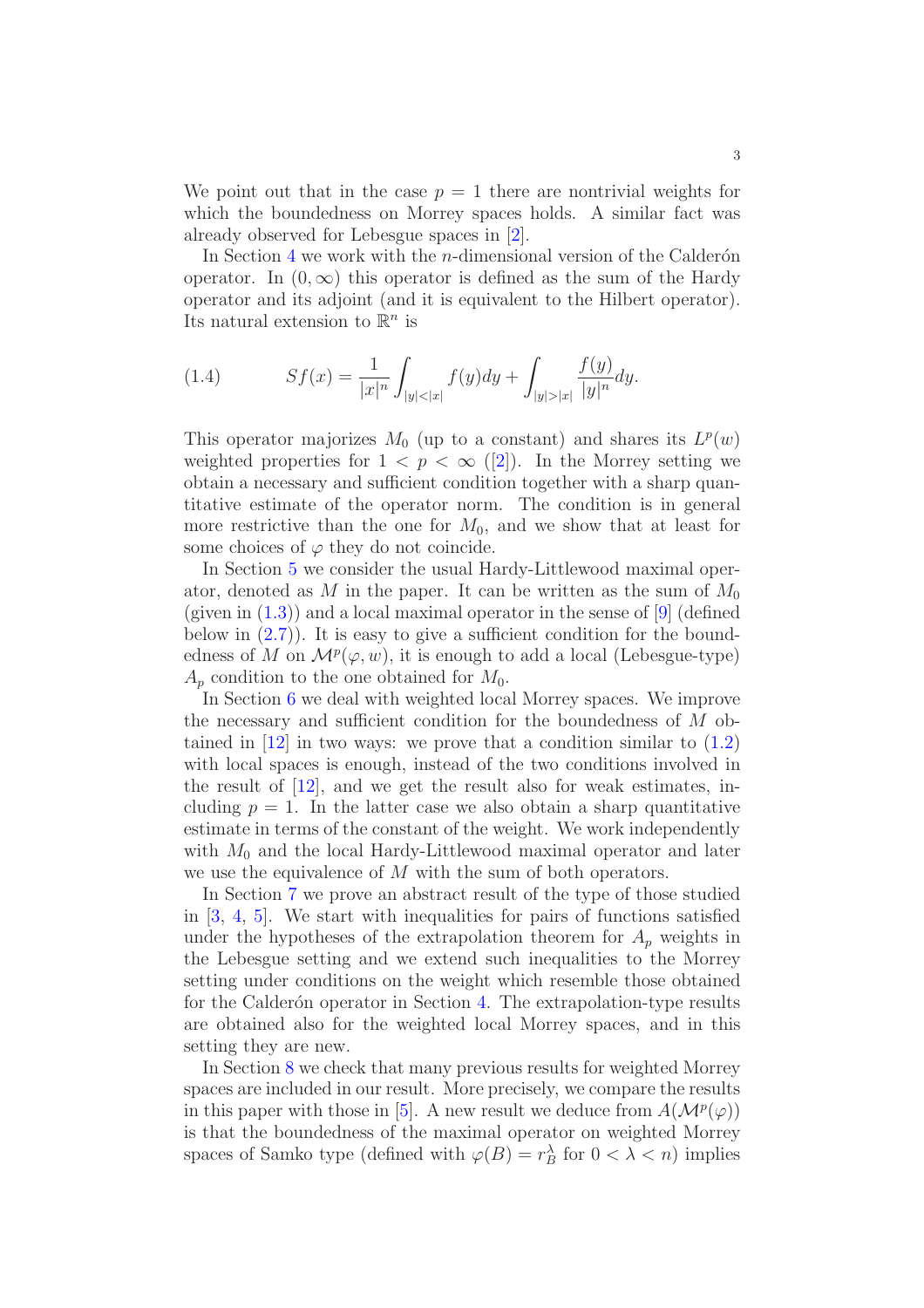We point out that in the case $p = 1$ there are nontrivial weights for which the boundedness on Morrey spaces holds. A similar fact was already observed for Lebesgue spaces in [2].

In Section 4 we work with the $n$-dimensional version of the Calderón operator. In $(0, \infty)$ this operator is defined as the sum of the Hardy operator and its adjoint (and it is equivalent to the Hilbert operator). Its natural extension to $\mathbb{R}^n$ is

$$Sf(x) = \frac{1}{|x|^n} \int_{|y|<|x|} f(y)dy + \int_{|y|>|x|} \frac{f(y)}{|y|^n} dy. \tag{1.4}$$

This operator majorizes $M_0$ (up to a constant) and shares its $L^p(w)$ weighted properties for $1 < p < \infty$ ([2]). In the Morrey setting we obtain a necessary and sufficient condition together with a sharp quantitative estimate of the operator norm. The condition is in general more restrictive than the one for $M_0$, and we show that at least for some choices of $\varphi$ they do not coincide.

In Section 5 we consider the usual Hardy-Littlewood maximal operator, denoted as $M$ in the paper. It can be written as the sum of $M_0$ (given in (1.3)) and a local maximal operator in the sense of [9] (defined below in (2.7)). It is easy to give a sufficient condition for the boundedness of $M$ on $\mathcal{M}^p(\varphi, w)$, it is enough to add a local (Lebesgue-type) $A_p$ condition to the one obtained for $M_0$.

In Section 6 we deal with weighted local Morrey spaces. We improve the necessary and sufficient condition for the boundedness of $M$ obtained in [12] in two ways: we prove that a condition similar to (1.2) with local spaces is enough, instead of the two conditions involved in the result of [12], and we get the result also for weak estimates, including $p = 1$. In the latter case we also obtain a sharp quantitative estimate in terms of the constant of the weight. We work independently with $M_0$ and the local Hardy-Littlewood maximal operator and later we use the equivalence of $M$ with the sum of both operators.

In Section 7 we prove an abstract result of the type of those studied in [3, 4, 5]. We start with inequalities for pairs of functions satisfied under the hypotheses of the extrapolation theorem for $A_p$ weights in the Lebesgue setting and we extend such inequalities to the Morrey setting under conditions on the weight which resemble those obtained for the Calderón operator in Section 4. The extrapolation-type results are obtained also for the weighted local Morrey spaces, and in this setting they are new.

In Section 8 we check that many previous results for weighted Morrey spaces are included in our result. More precisely, we compare the results in this paper with those in [5]. A new result we deduce from $A(\mathcal{M}^p(\varphi))$ is that the boundedness of the maximal operator on weighted Morrey spaces of Samko type (defined with $\varphi(B) = r_B^\lambda$ for $0 < \lambda < n$) implies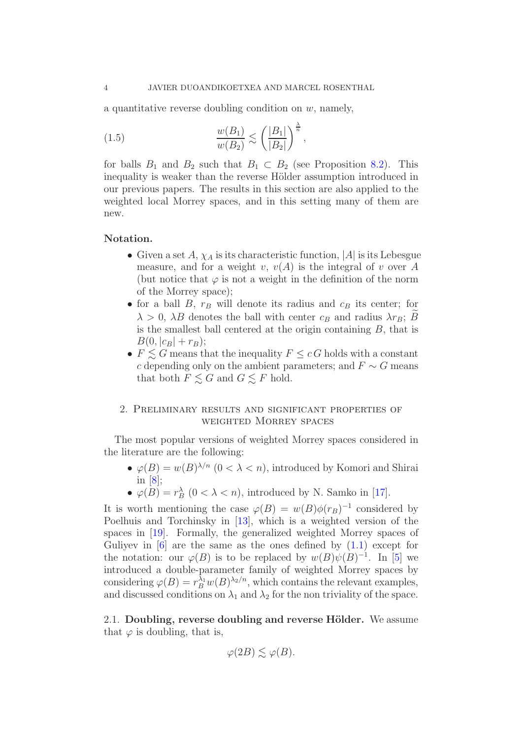a quantitative reverse doubling condition on $w$, namely,

$$\frac{w(B_1)}{w(B_2)} \lesssim \left(\frac{|B_1|}{|B_2|}\right)^{\frac{\lambda}{n}}, \tag{1.5}$$

for balls $B_1$ and $B_2$ such that $B_1 \subset B_2$ (see Proposition 8.2). This inequality is weaker than the reverse Hölder assumption introduced in our previous papers. The results in this section are also applied to the weighted local Morrey spaces, and in this setting many of them are new.

**Notation.**

- Given a set $A$, $\chi_A$ is its characteristic function, $|A|$ is its Lebesgue measure, and for a weight $v$, $v(A)$ is the integral of $v$ over $A$ (but notice that $\varphi$ is not a weight in the definition of the norm of the Morrey space);
- for a ball $B$, $r_B$ will denote its radius and $c_B$ its center; for $\lambda > 0$, $\lambda B$ denotes the ball with center $c_B$ and radius $\lambda r_B$; $\widetilde{B}$ is the smallest ball centered at the origin containing $B$, that is $B(0, |c_B| + r_B)$;
- $F \lesssim G$ means that the inequality $F \leq c\, G$ holds with a constant $c$ depending only on the ambient parameters; and $F \sim G$ means that both $F \lesssim G$ and $G \lesssim F$ hold.

## 2. Preliminary results and significant properties of weighted Morrey spaces

The most popular versions of weighted Morrey spaces considered in the literature are the following:

- $\varphi(B) = w(B)^{\lambda/n}$ $(0 < \lambda < n)$, introduced by Komori and Shirai in [8];
- $\varphi(B) = r_B^\lambda$ $(0 < \lambda < n)$, introduced by N. Samko in [17].

It is worth mentioning the case $\varphi(B) = w(B)\phi(r_B)^{-1}$ considered by Poelhuis and Torchinsky in [13], which is a weighted version of the spaces in [19]. Formally, the generalized weighted Morrey spaces of Guliyev in [6] are the same as the ones defined by (1.1) except for the notation: our $\varphi(B)$ is to be replaced by $w(B)\psi(B)^{-1}$. In [5] we introduced a double-parameter family of weighted Morrey spaces by considering $\varphi(B) = r_B^{\lambda_1} w(B)^{\lambda_2/n}$, which contains the relevant examples, and discussed conditions on $\lambda_1$ and $\lambda_2$ for the non triviality of the space.

### 2.1. Doubling, reverse doubling and reverse Hölder.

We assume that $\varphi$ is doubling, that is,

$$\varphi(2B) \lesssim \varphi(B).$$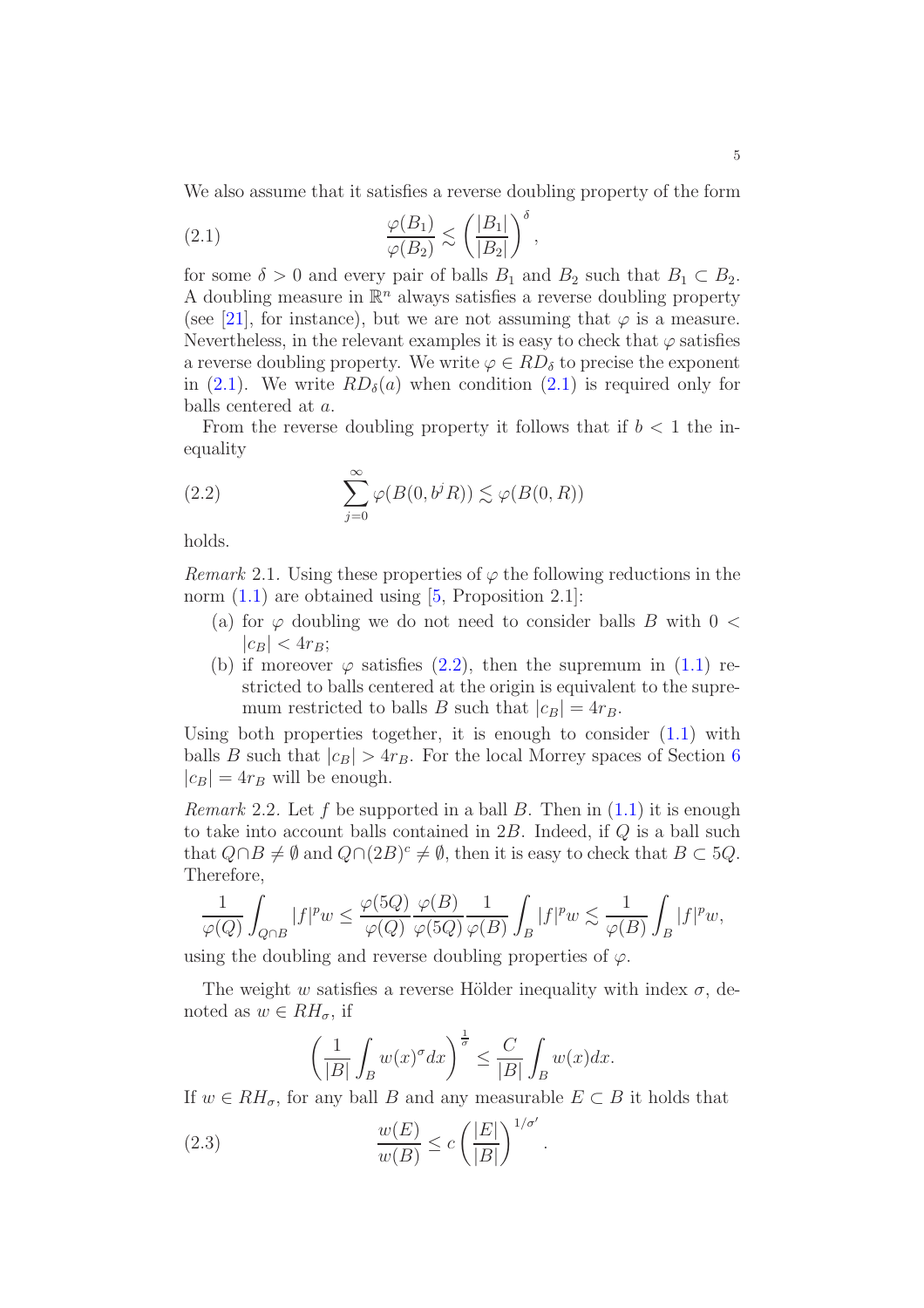We also assume that it satisfies a reverse doubling property of the form

$$\frac{\varphi(B_1)}{\varphi(B_2)} \lesssim \left(\frac{|B_1|}{|B_2|}\right)^{\delta}, \tag{2.1}$$

for some $\delta > 0$ and every pair of balls $B_1$ and $B_2$ such that $B_1 \subset B_2$. A doubling measure in $\mathbb{R}^n$ always satisfies a reverse doubling property (see [21], for instance), but we are not assuming that $\varphi$ is a measure. Nevertheless, in the relevant examples it is easy to check that $\varphi$ satisfies a reverse doubling property. We write $\varphi \in RD_\delta$ to precise the exponent in (2.1). We write $RD_\delta(a)$ when condition (2.1) is required only for balls centered at $a$.

From the reverse doubling property it follows that if $b < 1$ the inequality

$$\sum_{j=0}^{\infty} \varphi(B(0, b^j R)) \lesssim \varphi(B(0, R)) \tag{2.2}$$

holds.

*Remark* 2.1. Using these properties of $\varphi$ the following reductions in the norm (1.1) are obtained using [5, Proposition 2.1]:

- (a) for $\varphi$ doubling we do not need to consider balls $B$ with $0 < |c_B| < 4r_B$;
- (b) if moreover $\varphi$ satisfies (2.2), then the supremum in (1.1) restricted to balls centered at the origin is equivalent to the supremum restricted to balls $B$ such that $|c_B| = 4r_B$.

Using both properties together, it is enough to consider (1.1) with balls $B$ such that $|c_B| > 4r_B$. For the local Morrey spaces of Section 6 $|c_B| = 4r_B$ will be enough.

*Remark* 2.2. Let $f$ be supported in a ball $B$. Then in (1.1) it is enough to take into account balls contained in $2B$. Indeed, if $Q$ is a ball such that $Q \cap B \neq \emptyset$ and $Q \cap (2B)^c \neq \emptyset$, then it is easy to check that $B \subset 5Q$. Therefore,

$$\frac{1}{\varphi(Q)} \int_{Q\cap B} |f|^p w \leq \frac{\varphi(5Q)}{\varphi(Q)} \frac{\varphi(B)}{\varphi(5Q)} \frac{1}{\varphi(B)} \int_B |f|^p w \lesssim \frac{1}{\varphi(B)} \int_B |f|^p w,$$

using the doubling and reverse doubling properties of $\varphi$.

The weight $w$ satisfies a reverse Hölder inequality with index $\sigma$, denoted as $w \in RH_\sigma$, if

$$\left(\frac{1}{|B|} \int_B w(x)^\sigma dx\right)^{\frac{1}{\sigma}} \leq \frac{C}{|B|} \int_B w(x) dx.$$

If $w \in RH_\sigma$, for any ball $B$ and any measurable $E \subset B$ it holds that

$$\frac{w(E)}{w(B)} \leq c \left(\frac{|E|}{|B|}\right)^{1/\sigma'}. \tag{2.3}$$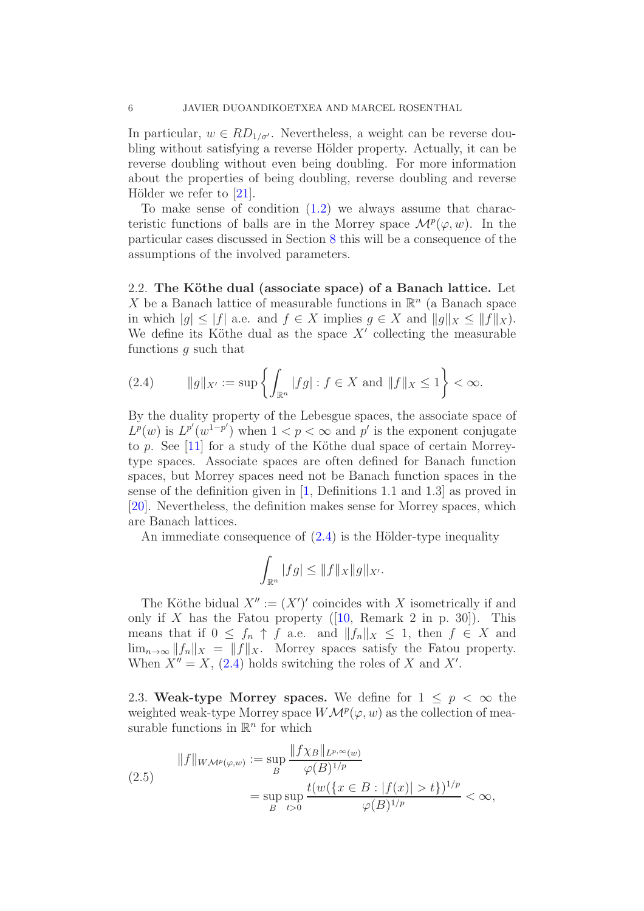In particular, $w \in RD_{1/\sigma'}$. Nevertheless, a weight can be reverse doubling without satisfying a reverse Hölder property. Actually, it can be reverse doubling without even being doubling. For more information about the properties of being doubling, reverse doubling and reverse Hölder we refer to [21].

To make sense of condition (1.2) we always assume that characteristic functions of balls are in the Morrey space $\mathcal{M}^p(\varphi, w)$. In the particular cases discussed in Section 8 this will be a consequence of the assumptions of the involved parameters.

### 2.2. The Köthe dual (associate space) of a Banach lattice.

Let $X$ be a Banach lattice of measurable functions in $\mathbb{R}^n$ (a Banach space in which $|g| \le |f|$ a.e. and $f \in X$ implies $g \in X$ and $\|g\|_X \le \|f\|_X$). We define its Köthe dual as the space $X'$ collecting the measurable functions $g$ such that

$$\|g\|_{X'} := \sup \left\{ \int_{\mathbb{R}^n} |fg| : f \in X \text{ and } \|f\|_X \le 1 \right\} < \infty. \tag{2.4}$$

By the duality property of the Lebesgue spaces, the associate space of $L^p(w)$ is $L^{p'}(w^{1-p'})$ when $1 < p < \infty$ and $p'$ is the exponent conjugate to $p$. See [11] for a study of the Köthe dual space of certain Morrey-type spaces. Associate spaces are often defined for Banach function spaces, but Morrey spaces need not be Banach function spaces in the sense of the definition given in [1, Definitions 1.1 and 1.3] as proved in [20]. Nevertheless, the definition makes sense for Morrey spaces, which are Banach lattices.

An immediate consequence of (2.4) is the Hölder-type inequality

$$\int_{\mathbb{R}^n} |fg| \le \|f\|_X \|g\|_{X'}.$$

The Köthe bidual $X'' := (X')'$ coincides with $X$ isometrically if and only if $X$ has the Fatou property ([10, Remark 2 in p. 30]). This means that if $0 \le f_n \uparrow f$ a.e. and $\|f_n\|_X \le 1$, then $f \in X$ and $\lim_{n\to\infty} \|f_n\|_X = \|f\|_X$. Morrey spaces satisfy the Fatou property. When $X'' = X$, (2.4) holds switching the roles of $X$ and $X'$.

### 2.3. Weak-type Morrey spaces.

We define for $1 \le p < \infty$ the weighted weak-type Morrey space $W\mathcal{M}^p(\varphi, w)$ as the collection of measurable functions in $\mathbb{R}^n$ for which

$$\begin{aligned} \|f\|_{W\mathcal{M}^p(\varphi,w)} &:= \sup_B \frac{\|f\chi_B\|_{L^{p,\infty}(w)}}{\varphi(B)^{1/p}} \\ &= \sup_B \sup_{t>0} \frac{t(w(\{x \in B : |f(x)| > t\})^{1/p}}{\varphi(B)^{1/p}} < \infty, \end{aligned} \tag{2.5}$$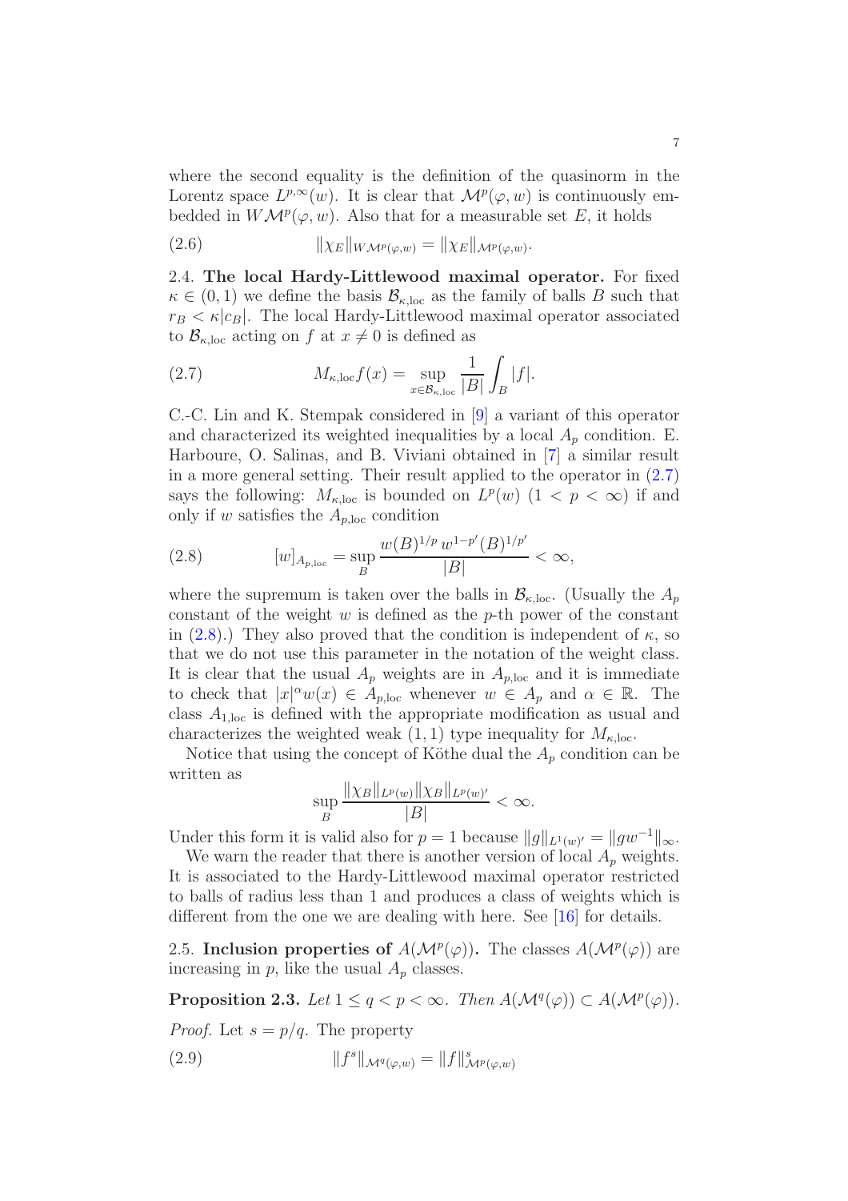where the second equality is the definition of the quasinorm in the Lorentz space $L^{p,\infty}(w)$. It is clear that $\mathcal{M}^p(\varphi, w)$ is continuously embedded in $W\mathcal{M}^p(\varphi, w)$. Also that for a measurable set $E$, it holds

$$\|\chi_E\|_{W\mathcal{M}^p(\varphi,w)} = \|\chi_E\|_{\mathcal{M}^p(\varphi,w)}. \tag{2.6}$$

2.4. **The local Hardy-Littlewood maximal operator.** For fixed $\kappa \in (0,1)$ we define the basis $\mathcal{B}_{\kappa,\mathrm{loc}}$ as the family of balls $B$ such that $r_B < \kappa |c_B|$. The local Hardy-Littlewood maximal operator associated to $\mathcal{B}_{\kappa,\mathrm{loc}}$ acting on $f$ at $x \neq 0$ is defined as

$$M_{\kappa,\mathrm{loc}} f(x) = \sup_{x \in \mathcal{B}_{\kappa,\mathrm{loc}}} \frac{1}{|B|} \int_B |f|. \tag{2.7}$$

C.-C. Lin and K. Stempak considered in [9] a variant of this operator and characterized its weighted inequalities by a local $A_p$ condition. E. Harboure, O. Salinas, and B. Viviani obtained in [7] a similar result in a more general setting. Their result applied to the operator in (2.7) says the following: $M_{\kappa,\mathrm{loc}}$ is bounded on $L^p(w)$ $(1 < p < \infty)$ if and only if $w$ satisfies the $A_{p,\mathrm{loc}}$ condition

$$[w]_{A_{p,\mathrm{loc}}} = \sup_B \frac{w(B)^{1/p}\, w^{1-p'}(B)^{1/p'}}{|B|} < \infty, \tag{2.8}$$

where the supremum is taken over the balls in $\mathcal{B}_{\kappa,\mathrm{loc}}$. (Usually the $A_p$ constant of the weight $w$ is defined as the $p$-th power of the constant in (2.8).) They also proved that the condition is independent of $\kappa$, so that we do not use this parameter in the notation of the weight class. It is clear that the usual $A_p$ weights are in $A_{p,\mathrm{loc}}$ and it is immediate to check that $|x|^\alpha w(x) \in A_{p,\mathrm{loc}}$ whenever $w \in A_p$ and $\alpha \in \mathbb{R}$. The class $A_{1,\mathrm{loc}}$ is defined with the appropriate modification as usual and characterizes the weighted weak $(1,1)$ type inequality for $M_{\kappa,\mathrm{loc}}$.

Notice that using the concept of Köthe dual the $A_p$ condition can be written as

$$\sup_B \frac{\|\chi_B\|_{L^p(w)} \|\chi_B\|_{L^p(w)'}}{|B|} < \infty.$$

Under this form it is valid also for $p = 1$ because $\|g\|_{L^1(w)'} = \|gw^{-1}\|_\infty$.

We warn the reader that there is another version of local $A_p$ weights. It is associated to the Hardy-Littlewood maximal operator restricted to balls of radius less than 1 and produces a class of weights which is different from the one we are dealing with here. See [16] for details.

2.5. **Inclusion properties of** $A(\mathcal{M}^p(\varphi))$**.** The classes $A(\mathcal{M}^p(\varphi))$ are increasing in $p$, like the usual $A_p$ classes.

**Proposition 2.3.** *Let $1 \leq q < p < \infty$. Then $A(\mathcal{M}^q(\varphi)) \subset A(\mathcal{M}^p(\varphi))$.*

*Proof.* Let $s = p/q$. The property

$$\|f^s\|_{\mathcal{M}^q(\varphi,w)} = \|f\|^s_{\mathcal{M}^p(\varphi,w)} \tag{2.9}$$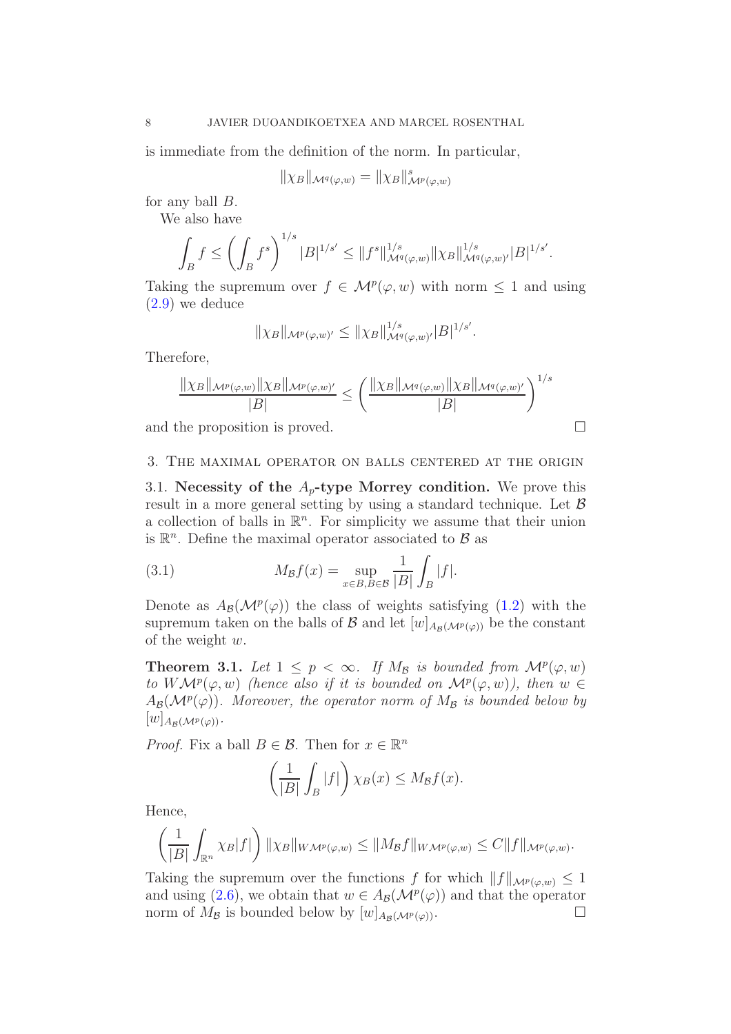is immediate from the definition of the norm. In particular,

$$\|\chi_B\|_{\mathcal{M}^q(\varphi,w)} = \|\chi_B\|^s_{\mathcal{M}^p(\varphi,w)}$$

for any ball $B$.

We also have

$$\int_B f \leq \left(\int_B f^s\right)^{1/s} |B|^{1/s'} \leq \|f^s\|^{1/s}_{\mathcal{M}^q(\varphi,w)} \|\chi_B\|^{1/s}_{\mathcal{M}^q(\varphi,w)'} |B|^{1/s'}.$$

Taking the supremum over $f \in \mathcal{M}^p(\varphi, w)$ with norm $\leq 1$ and using (2.9) we deduce

$$\|\chi_B\|_{\mathcal{M}^p(\varphi,w)'} \leq \|\chi_B\|^{1/s}_{\mathcal{M}^q(\varphi,w)'} |B|^{1/s'}.$$

Therefore,

$$\frac{\|\chi_B\|_{\mathcal{M}^p(\varphi,w)} \|\chi_B\|_{\mathcal{M}^p(\varphi,w)'}}{|B|} \leq \left(\frac{\|\chi_B\|_{\mathcal{M}^q(\varphi,w)} \|\chi_B\|_{\mathcal{M}^q(\varphi,w)'}}{|B|}\right)^{1/s}$$

and the proposition is proved. □

## 3. The maximal operator on balls centered at the origin

**3.1. Necessity of the $A_p$-type Morrey condition.** We prove this result in a more general setting by using a standard technique. Let $\mathcal{B}$ a collection of balls in $\mathbb{R}^n$. For simplicity we assume that their union is $\mathbb{R}^n$. Define the maximal operator associated to $\mathcal{B}$ as

$$M_{\mathcal{B}} f(x) = \sup_{x \in B, B \in \mathcal{B}} \frac{1}{|B|} \int_B |f|. \tag{3.1}$$

Denote as $A_{\mathcal{B}}(\mathcal{M}^p(\varphi))$ the class of weights satisfying (1.2) with the supremum taken on the balls of $\mathcal{B}$ and let $[w]_{A_{\mathcal{B}}(\mathcal{M}^p(\varphi))}$ be the constant of the weight $w$.

**Theorem 3.1.** *Let $1 \leq p < \infty$. If $M_{\mathcal{B}}$ is bounded from $\mathcal{M}^p(\varphi, w)$ to $W\mathcal{M}^p(\varphi, w)$ (hence also if it is bounded on $\mathcal{M}^p(\varphi, w)$), then $w \in A_{\mathcal{B}}(\mathcal{M}^p(\varphi))$. Moreover, the operator norm of $M_{\mathcal{B}}$ is bounded below by $[w]_{A_{\mathcal{B}}(\mathcal{M}^p(\varphi))}$.*

*Proof.* Fix a ball $B \in \mathcal{B}$. Then for $x \in \mathbb{R}^n$

$$\left(\frac{1}{|B|}\int_B |f|\right) \chi_B(x) \leq M_{\mathcal{B}} f(x).$$

Hence,

$$\left(\frac{1}{|B|}\int_{\mathbb{R}^n} \chi_B |f|\right) \|\chi_B\|_{W\mathcal{M}^p(\varphi,w)} \leq \|M_{\mathcal{B}} f\|_{W\mathcal{M}^p(\varphi,w)} \leq C\|f\|_{\mathcal{M}^p(\varphi,w)}.$$

Taking the supremum over the functions $f$ for which $\|f\|_{\mathcal{M}^p(\varphi,w)} \leq 1$ and using (2.6), we obtain that $w \in A_{\mathcal{B}}(\mathcal{M}^p(\varphi))$ and that the operator norm of $M_{\mathcal{B}}$ is bounded below by $[w]_{A_{\mathcal{B}}(\mathcal{M}^p(\varphi))}$. □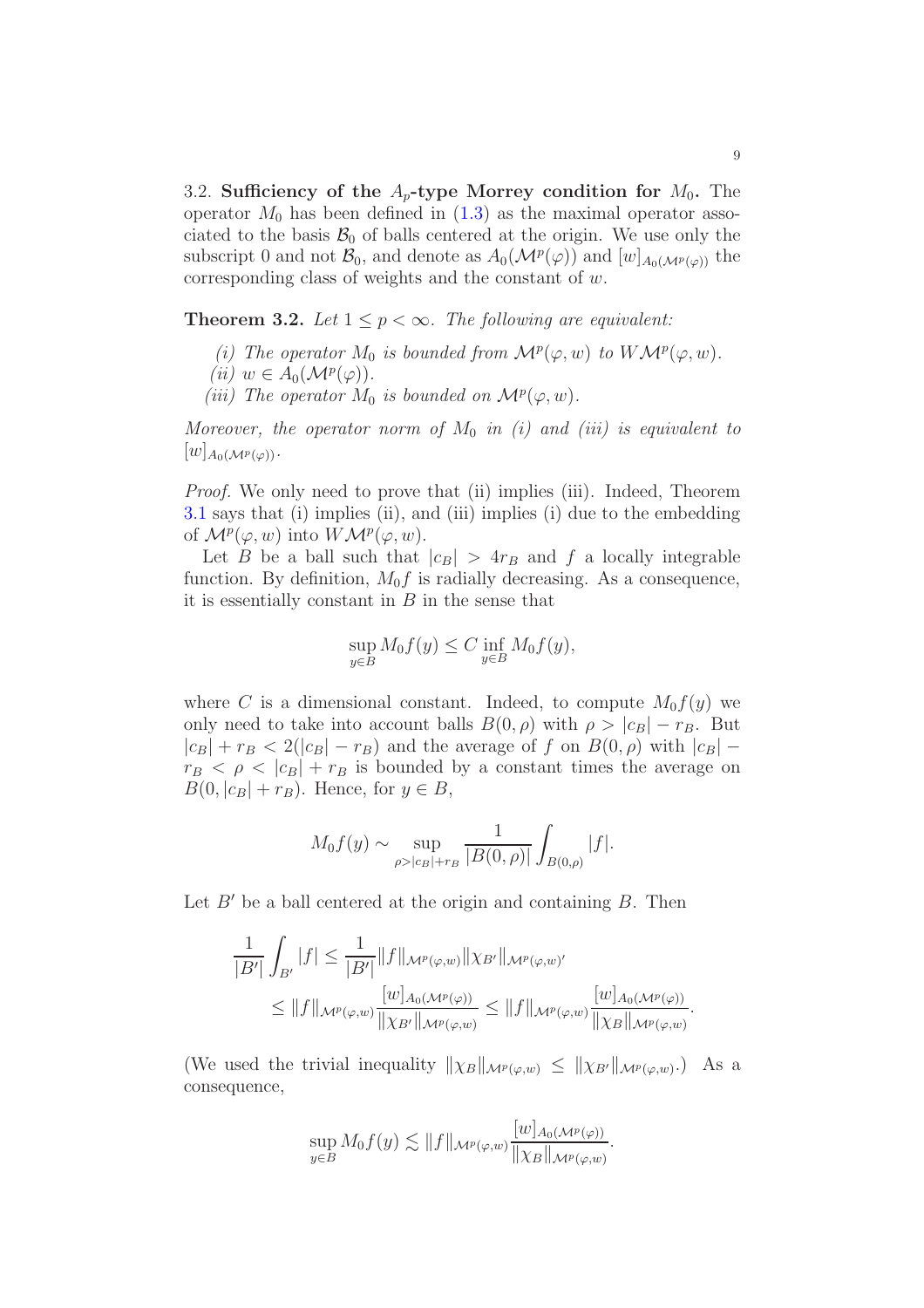3.2. **Sufficiency of the $A_p$-type Morrey condition for $M_0$.** The operator $M_0$ has been defined in (1.3) as the maximal operator associated to the basis $\mathcal{B}_0$ of balls centered at the origin. We use only the subscript 0 and not $\mathcal{B}_0$, and denote as $A_0(\mathcal{M}^p(\varphi))$ and $[w]_{A_0(\mathcal{M}^p(\varphi))}$ the corresponding class of weights and the constant of $w$.

**Theorem 3.2.** *Let $1 \leq p < \infty$. The following are equivalent:*

*(i) The operator $M_0$ is bounded from $\mathcal{M}^p(\varphi, w)$ to $W\mathcal{M}^p(\varphi, w)$.*
*(ii) $w \in A_0(\mathcal{M}^p(\varphi))$.*
*(iii) The operator $M_0$ is bounded on $\mathcal{M}^p(\varphi, w)$.*

*Moreover, the operator norm of $M_0$ in (i) and (iii) is equivalent to $[w]_{A_0(\mathcal{M}^p(\varphi))}$.*

*Proof.* We only need to prove that (ii) implies (iii). Indeed, Theorem 3.1 says that (i) implies (ii), and (iii) implies (i) due to the embedding of $\mathcal{M}^p(\varphi, w)$ into $W\mathcal{M}^p(\varphi, w)$.

Let $B$ be a ball such that $|c_B| > 4r_B$ and $f$ a locally integrable function. By definition, $M_0 f$ is radially decreasing. As a consequence, it is essentially constant in $B$ in the sense that

$$\sup_{y\in B} M_0 f(y) \leq C \inf_{y\in B} M_0 f(y),$$

where $C$ is a dimensional constant. Indeed, to compute $M_0 f(y)$ we only need to take into account balls $B(0,\rho)$ with $\rho > |c_B| - r_B$. But $|c_B| + r_B < 2(|c_B| - r_B)$ and the average of $f$ on $B(0,\rho)$ with $|c_B| - r_B < \rho < |c_B| + r_B$ is bounded by a constant times the average on $B(0, |c_B| + r_B)$. Hence, for $y \in B$,

$$M_0 f(y) \sim \sup_{\rho > |c_B| + r_B} \frac{1}{|B(0,\rho)|} \int_{B(0,\rho)} |f|.$$

Let $B'$ be a ball centered at the origin and containing $B$. Then

$$\begin{aligned}\frac{1}{|B'|}\int_{B'} |f| &\leq \frac{1}{|B'|}\|f\|_{\mathcal{M}^p(\varphi,w)} \|\chi_{B'}\|_{\mathcal{M}^p(\varphi,w)'} \\ &\leq \|f\|_{\mathcal{M}^p(\varphi,w)} \frac{[w]_{A_0(\mathcal{M}^p(\varphi))}}{\|\chi_{B'}\|_{\mathcal{M}^p(\varphi,w)}} \leq \|f\|_{\mathcal{M}^p(\varphi,w)} \frac{[w]_{A_0(\mathcal{M}^p(\varphi))}}{\|\chi_{B}\|_{\mathcal{M}^p(\varphi,w)}}.\end{aligned}$$

(We used the trivial inequality $\|\chi_B\|_{\mathcal{M}^p(\varphi,w)} \leq \|\chi_{B'}\|_{\mathcal{M}^p(\varphi,w)}$.) As a consequence,

$$\sup_{y\in B} M_0 f(y) \lesssim \|f\|_{\mathcal{M}^p(\varphi,w)} \frac{[w]_{A_0(\mathcal{M}^p(\varphi))}}{\|\chi_{B}\|_{\mathcal{M}^p(\varphi,w)}}.$$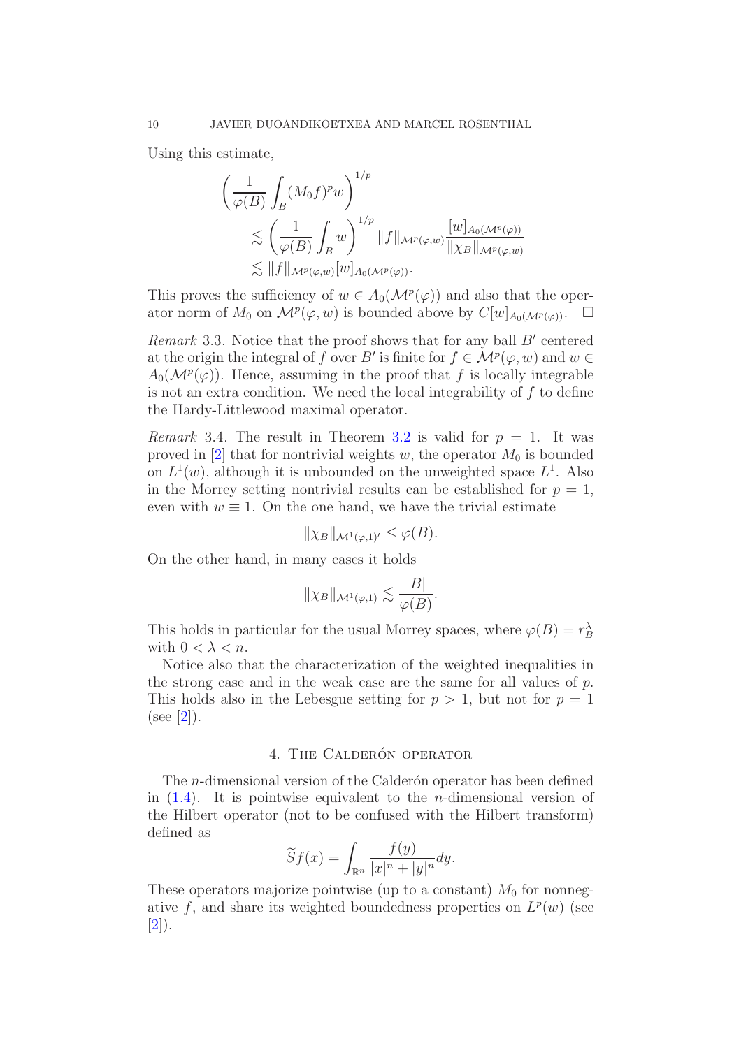Using this estimate,

$$
\begin{aligned}
\left(\frac{1}{\varphi(B)}\int_B (M_0 f)^p w\right)^{1/p} & \\
&\lesssim \left(\frac{1}{\varphi(B)}\int_B w\right)^{1/p} \|f\|_{\mathcal{M}^p(\varphi,w)} \frac{[w]_{A_0(\mathcal{M}^p(\varphi))}}{\|\chi_B\|_{\mathcal{M}^p(\varphi,w)}} \\
&\lesssim \|f\|_{\mathcal{M}^p(\varphi,w)}[w]_{A_0(\mathcal{M}^p(\varphi))}.
\end{aligned}
$$

This proves the sufficiency of $w \in A_0(\mathcal{M}^p(\varphi))$ and also that the operator norm of $M_0$ on $\mathcal{M}^p(\varphi, w)$ is bounded above by $C[w]_{A_0(\mathcal{M}^p(\varphi))}$. $\square$

*Remark* 3.3. Notice that the proof shows that for any ball $B'$ centered at the origin the integral of $f$ over $B'$ is finite for $f \in \mathcal{M}^p(\varphi, w)$ and $w \in A_0(\mathcal{M}^p(\varphi))$. Hence, assuming in the proof that $f$ is locally integrable is not an extra condition. We need the local integrability of $f$ to define the Hardy-Littlewood maximal operator.

*Remark* 3.4. The result in Theorem 3.2 is valid for $p = 1$. It was proved in [2] that for nontrivial weights $w$, the operator $M_0$ is bounded on $L^1(w)$, although it is unbounded on the unweighted space $L^1$. Also in the Morrey setting nontrivial results can be established for $p = 1$, even with $w \equiv 1$. On the one hand, we have the trivial estimate

$$
\|\chi_B\|_{\mathcal{M}^1(\varphi,1)'} \leq \varphi(B).
$$

On the other hand, in many cases it holds

$$
\|\chi_B\|_{\mathcal{M}^1(\varphi,1)} \lesssim \frac{|B|}{\varphi(B)}.
$$

This holds in particular for the usual Morrey spaces, where $\varphi(B) = r_B^\lambda$ with $0 < \lambda < n$.

Notice also that the characterization of the weighted inequalities in the strong case and in the weak case are the same for all values of $p$. This holds also in the Lebesgue setting for $p > 1$, but not for $p = 1$ (see [2]).

## 4. The Calderón operator

The $n$-dimensional version of the Calderón operator has been defined in (1.4). It is pointwise equivalent to the $n$-dimensional version of the Hilbert operator (not to be confused with the Hilbert transform) defined as

$$
\widetilde{S}f(x) = \int_{\mathbb{R}^n} \frac{f(y)}{|x|^n + |y|^n} dy.
$$

These operators majorize pointwise (up to a constant) $M_0$ for nonnegative $f$, and share its weighted boundedness properties on $L^p(w)$ (see [2]).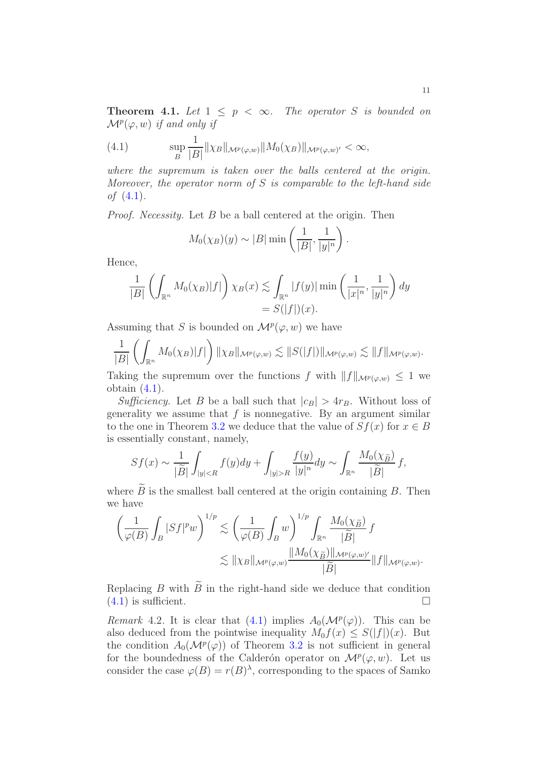**Theorem 4.1.** *Let $1 \leq p < \infty$. The operator $S$ is bounded on $\mathcal{M}^p(\varphi, w)$ if and only if*

$$\sup_B \frac{1}{|B|} \|\chi_B\|_{\mathcal{M}^p(\varphi,w)} \|M_0(\chi_B)\|_{\mathcal{M}^p(\varphi,w)'} < \infty, \tag{4.1}$$

*where the supremum is taken over the balls centered at the origin. Moreover, the operator norm of $S$ is comparable to the left-hand side of (4.1).*

*Proof. Necessity.* Let $B$ be a ball centered at the origin. Then

$$M_0(\chi_B)(y) \sim |B| \min\left(\frac{1}{|B|}, \frac{1}{|y|^n}\right).$$

Hence,

$$\begin{aligned}
\frac{1}{|B|}\left(\int_{\mathbb{R}^n} M_0(\chi_B)|f|\right)\chi_B(x) &\lesssim \int_{\mathbb{R}^n} |f(y)| \min\left(\frac{1}{|x|^n}, \frac{1}{|y|^n}\right) dy \\
&= S(|f|)(x).
\end{aligned}$$

Assuming that $S$ is bounded on $\mathcal{M}^p(\varphi, w)$ we have

$$\frac{1}{|B|}\left(\int_{\mathbb{R}^n} M_0(\chi_B)|f|\right) \|\chi_B\|_{\mathcal{M}^p(\varphi,w)} \lesssim \|S(|f|)\|_{\mathcal{M}^p(\varphi,w)} \lesssim \|f\|_{\mathcal{M}^p(\varphi,w)}.$$

Taking the supremum over the functions $f$ with $\|f\|_{\mathcal{M}^p(\varphi,w)} \leq 1$ we obtain (4.1).

*Sufficiency.* Let $B$ be a ball such that $|c_B| > 4r_B$. Without loss of generality we assume that $f$ is nonnegative. By an argument similar to the one in Theorem 3.2 we deduce that the value of $Sf(x)$ for $x \in B$ is essentially constant, namely,

$$Sf(x) \sim \frac{1}{|\widetilde{B}|} \int_{|y|<R} f(y)dy + \int_{|y|>R} \frac{f(y)}{|y|^n} dy \sim \int_{\mathbb{R}^n} \frac{M_0(\chi_{\widetilde{B}})}{|\widetilde{B}|} f,$$

where $\widetilde{B}$ is the smallest ball centered at the origin containing $B$. Then we have

$$\begin{aligned}
\left(\frac{1}{\varphi(B)} \int_B |Sf|^p w\right)^{1/p} &\lesssim \left(\frac{1}{\varphi(B)} \int_B w\right)^{1/p} \int_{\mathbb{R}^n} \frac{M_0(\chi_{\widetilde{B}})}{|\widetilde{B}|} f \\
&\lesssim \|\chi_B\|_{\mathcal{M}^p(\varphi,w)} \frac{\|M_0(\chi_{\widetilde{B}})\|_{\mathcal{M}^p(\varphi,w)'}}{|\widetilde{B}|} \|f\|_{\mathcal{M}^p(\varphi,w)}.
\end{aligned}$$

Replacing $B$ with $\widetilde{B}$ in the right-hand side we deduce that condition (4.1) is sufficient. $\square$

*Remark* 4.2. It is clear that (4.1) implies $A_0(\mathcal{M}^p(\varphi))$. This can be also deduced from the pointwise inequality $M_0 f(x) \leq S(|f|)(x)$. But the condition $A_0(\mathcal{M}^p(\varphi))$ of Theorem 3.2 is not sufficient in general for the boundedness of the Calderón operator on $\mathcal{M}^p(\varphi, w)$. Let us consider the case $\varphi(B) = r(B)^\lambda$, corresponding to the spaces of Samko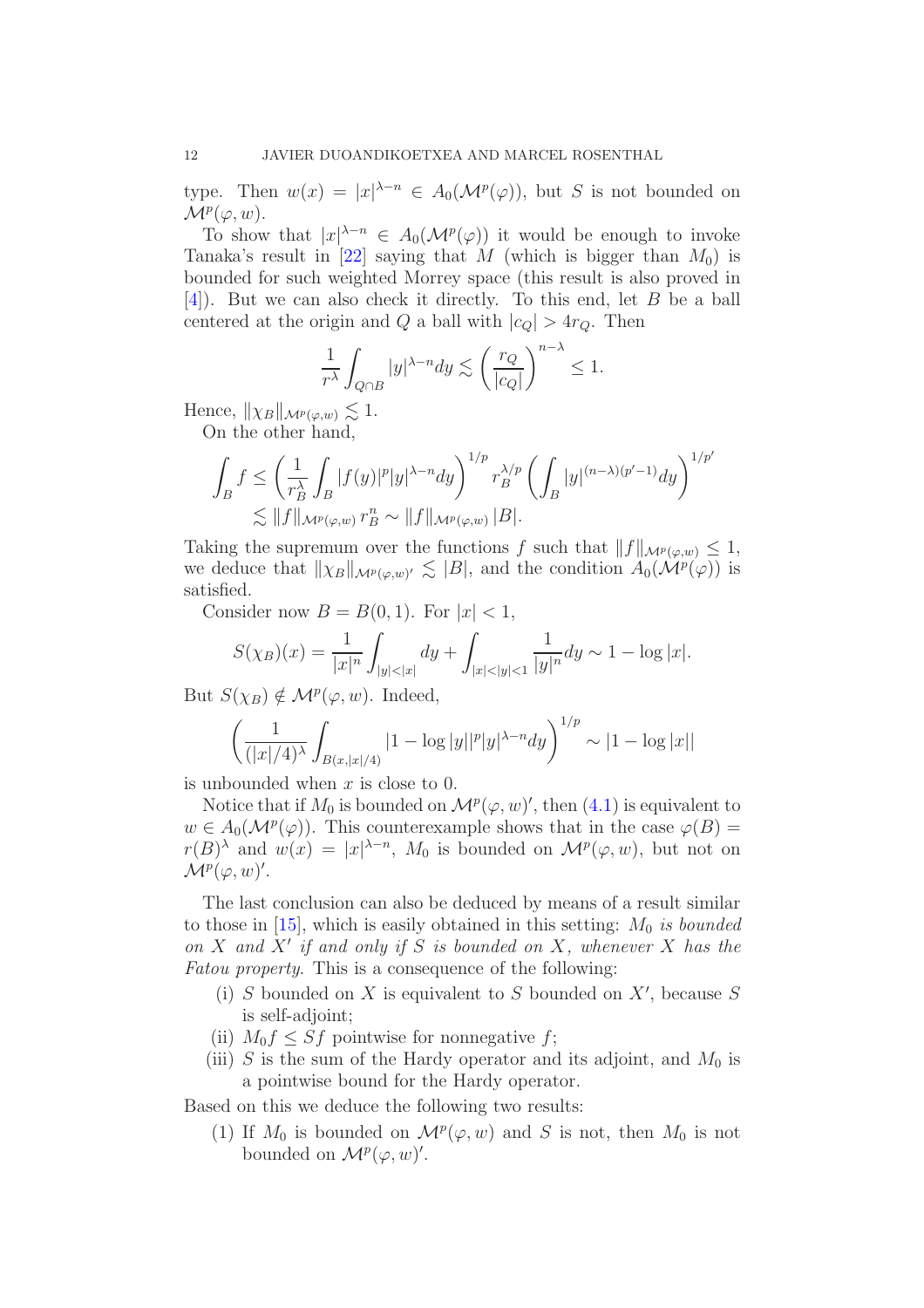type. Then $w(x) = |x|^{\lambda-n} \in A_0(\mathcal{M}^p(\varphi))$, but $S$ is not bounded on $\mathcal{M}^p(\varphi, w)$.

To show that $|x|^{\lambda-n} \in A_0(\mathcal{M}^p(\varphi))$ it would be enough to invoke Tanaka's result in [22] saying that $M$ (which is bigger than $M_0$) is bounded for such weighted Morrey space (this result is also proved in [4]). But we can also check it directly. To this end, let $B$ be a ball centered at the origin and $Q$ a ball with $|c_Q| > 4r_Q$. Then

$$\frac{1}{r^\lambda} \int_{Q\cap B} |y|^{\lambda-n} dy \lesssim \left(\frac{r_Q}{|c_Q|}\right)^{n-\lambda} \leq 1.$$

Hence, $\|\chi_B\|_{\mathcal{M}^p(\varphi,w)} \lesssim 1$.

On the other hand,

$$\begin{aligned}\int_B f &\leq \left(\frac{1}{r_B^\lambda}\int_B |f(y)|^p |y|^{\lambda-n} dy\right)^{1/p} r_B^{\lambda/p} \left(\int_B |y|^{(n-\lambda)(p'-1)} dy\right)^{1/p'} \\ &\lesssim \|f\|_{\mathcal{M}^p(\varphi,w)}\, r_B^n \sim \|f\|_{\mathcal{M}^p(\varphi,w)}\, |B|.\end{aligned}$$

Taking the supremum over the functions $f$ such that $\|f\|_{\mathcal{M}^p(\varphi,w)} \leq 1$, we deduce that $\|\chi_B\|_{\mathcal{M}^p(\varphi,w)'} \lesssim |B|$, and the condition $A_0(\mathcal{M}^p(\varphi))$ is satisfied.

Consider now $B = B(0,1)$. For $|x| < 1$,

$$S(\chi_B)(x) = \frac{1}{|x|^n}\int_{|y|<|x|} dy + \int_{|x|<|y|<1} \frac{1}{|y|^n} dy \sim 1 - \log|x|.$$

But $S(\chi_B) \notin \mathcal{M}^p(\varphi, w)$. Indeed,

$$\left(\frac{1}{(|x|/4)^\lambda}\int_{B(x,|x|/4)} |1-\log|y||^p |y|^{\lambda-n} dy\right)^{1/p} \sim |1 - \log|x||$$

is unbounded when $x$ is close to 0.

Notice that if $M_0$ is bounded on $\mathcal{M}^p(\varphi, w)'$, then (4.1) is equivalent to $w \in A_0(\mathcal{M}^p(\varphi))$. This counterexample shows that in the case $\varphi(B) = r(B)^\lambda$ and $w(x) = |x|^{\lambda-n}$, $M_0$ is bounded on $\mathcal{M}^p(\varphi, w)$, but not on $\mathcal{M}^p(\varphi, w)'$.

The last conclusion can also be deduced by means of a result similar to those in [15], which is easily obtained in this setting: *$M_0$ is bounded on $X$ and $X'$ if and only if $S$ is bounded on $X$, whenever $X$ has the Fatou property.* This is a consequence of the following:

- (i) $S$ bounded on $X$ is equivalent to $S$ bounded on $X'$, because $S$ is self-adjoint;
- (ii) $M_0 f \leq Sf$ pointwise for nonnegative $f$;
- (iii) $S$ is the sum of the Hardy operator and its adjoint, and $M_0$ is a pointwise bound for the Hardy operator.

Based on this we deduce the following two results:

1. If $M_0$ is bounded on $\mathcal{M}^p(\varphi, w)$ and $S$ is not, then $M_0$ is not bounded on $\mathcal{M}^p(\varphi, w)'$.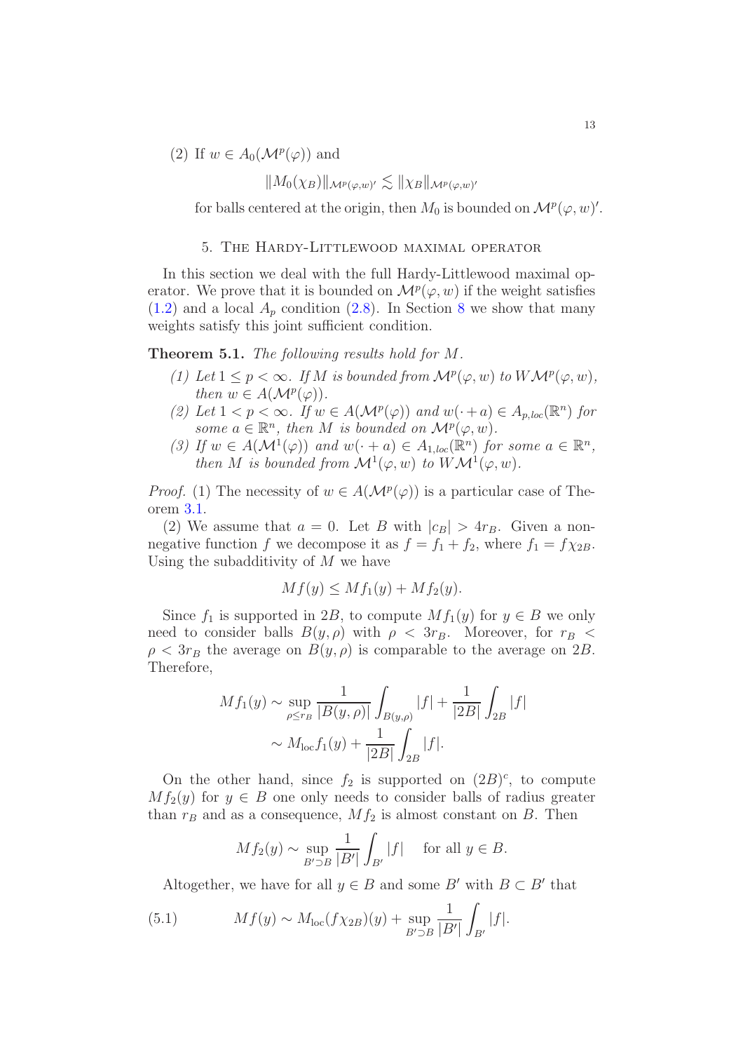(2) If $w \in A_0(\mathcal{M}^p(\varphi))$ and

$$\|M_0(\chi_B)\|_{\mathcal{M}^p(\varphi,w)'} \lesssim \|\chi_B\|_{\mathcal{M}^p(\varphi,w)'}$$

for balls centered at the origin, then $M_0$ is bounded on $\mathcal{M}^p(\varphi, w)'$.

## 5. The Hardy-Littlewood maximal operator

In this section we deal with the full Hardy-Littlewood maximal operator. We prove that it is bounded on $\mathcal{M}^p(\varphi, w)$ if the weight satisfies (1.2) and a local $A_p$ condition (2.8). In Section 8 we show that many weights satisfy this joint sufficient condition.

**Theorem 5.1.** *The following results hold for $M$.*

1. *Let $1 \le p < \infty$. If $M$ is bounded from $\mathcal{M}^p(\varphi, w)$ to $W\mathcal{M}^p(\varphi, w)$, then $w \in A(\mathcal{M}^p(\varphi))$.*
2. *Let $1 < p < \infty$. If $w \in A(\mathcal{M}^p(\varphi))$ and $w(\cdot + a) \in A_{p,loc}(\mathbb{R}^n)$ for some $a \in \mathbb{R}^n$, then $M$ is bounded on $\mathcal{M}^p(\varphi, w)$.*
3. *If $w \in A(\mathcal{M}^1(\varphi))$ and $w(\cdot + a) \in A_{1,loc}(\mathbb{R}^n)$ for some $a \in \mathbb{R}^n$, then $M$ is bounded from $\mathcal{M}^1(\varphi, w)$ to $W\mathcal{M}^1(\varphi, w)$.*

*Proof.* (1) The necessity of $w \in A(\mathcal{M}^p(\varphi))$ is a particular case of Theorem 3.1.

(2) We assume that $a = 0$. Let $B$ with $|c_B| > 4r_B$. Given a nonnegative function $f$ we decompose it as $f = f_1 + f_2$, where $f_1 = f\chi_{2B}$. Using the subadditivity of $M$ we have

$$Mf(y) \le Mf_1(y) + Mf_2(y).$$

Since $f_1$ is supported in $2B$, to compute $Mf_1(y)$ for $y \in B$ we only need to consider balls $B(y, \rho)$ with $\rho < 3r_B$. Moreover, for $r_B < \rho < 3r_B$ the average on $B(y, \rho)$ is comparable to the average on $2B$. Therefore,

$$\begin{aligned} Mf_1(y) &\sim \sup_{\rho \le r_B} \frac{1}{|B(y,\rho)|} \int_{B(y,\rho)} |f| + \frac{1}{|2B|} \int_{2B} |f| \\ &\sim M_{\text{loc}} f_1(y) + \frac{1}{|2B|} \int_{2B} |f|. \end{aligned}$$

On the other hand, since $f_2$ is supported on $(2B)^c$, to compute $Mf_2(y)$ for $y \in B$ one only needs to consider balls of radius greater than $r_B$ and as a consequence, $Mf_2$ is almost constant on $B$. Then

$$Mf_2(y) \sim \sup_{B' \supset B} \frac{1}{|B'|} \int_{B'} |f| \quad \text{for all } y \in B.$$

Altogether, we have for all $y \in B$ and some $B'$ with $B \subset B'$ that

$$Mf(y) \sim M_{\text{loc}}(f\chi_{2B})(y) + \sup_{B' \supset B} \frac{1}{|B'|} \int_{B'} |f|. \tag{5.1}$$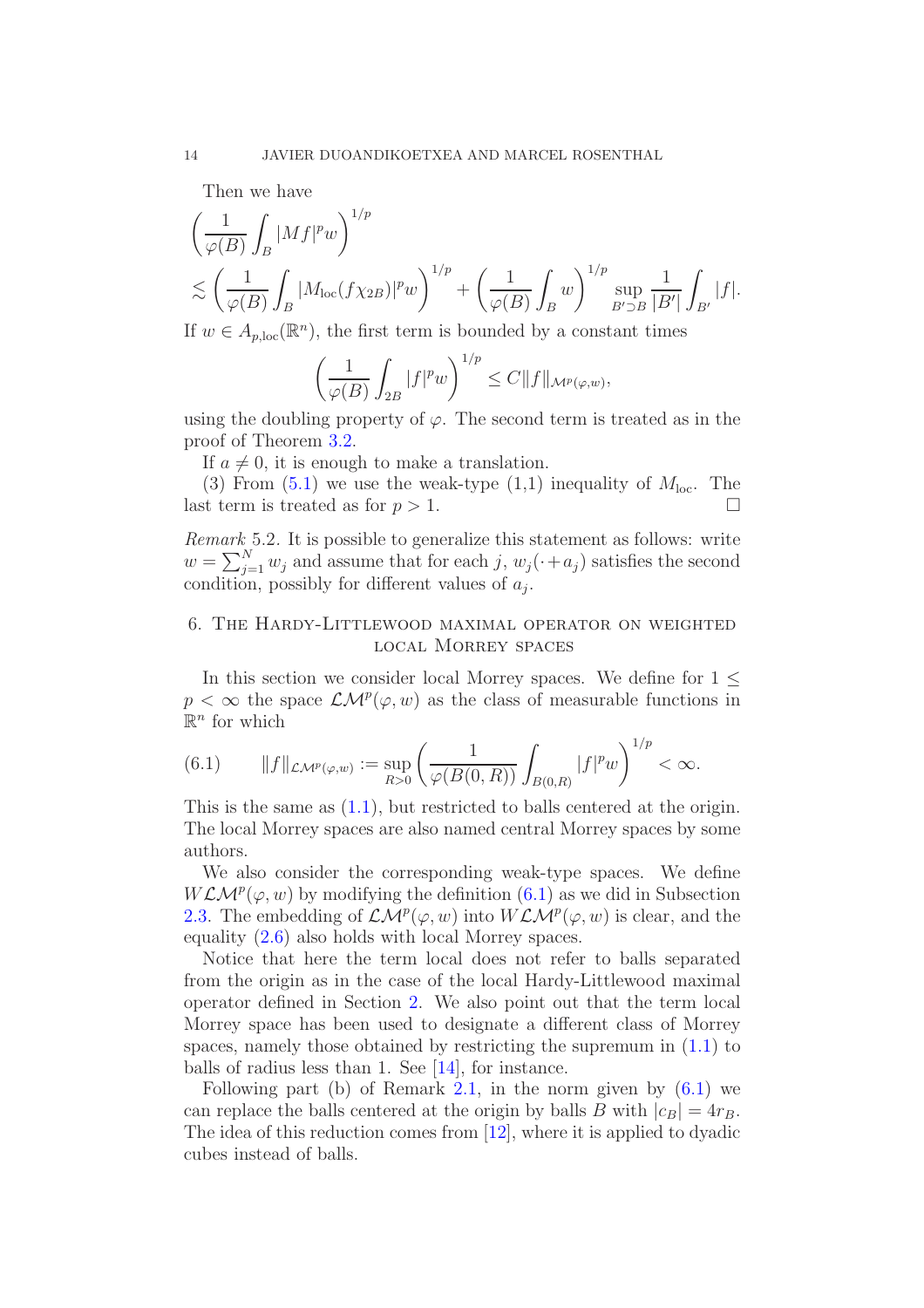Then we have

$$\left(\frac{1}{\varphi(B)}\int_B |Mf|^p w\right)^{1/p}$$
$$\lesssim \left(\frac{1}{\varphi(B)}\int_B |M_{\rm loc}(f\chi_{2B})|^p w\right)^{1/p} + \left(\frac{1}{\varphi(B)}\int_B w\right)^{1/p} \sup_{B'\supset B}\frac{1}{|B'|}\int_{B'}|f|.$$

If $w \in A_{p,\rm loc}(\mathbb{R}^n)$, the first term is bounded by a constant times

$$\left(\frac{1}{\varphi(B)}\int_{2B}|f|^p w\right)^{1/p} \le C\|f\|_{\mathcal{M}^p(\varphi,w)},$$

using the doubling property of $\varphi$. The second term is treated as in the proof of Theorem 3.2.

If $a \neq 0$, it is enough to make a translation.

(3) From (5.1) we use the weak-type (1,1) inequality of $M_{\rm loc}$. The last term is treated as for $p > 1$. □

*Remark* 5.2. It is possible to generalize this statement as follows: write $w = \sum_{j=1}^N w_j$ and assume that for each $j$, $w_j(\cdot + a_j)$ satisfies the second condition, possibly for different values of $a_j$.

## 6. The Hardy-Littlewood maximal operator on weighted local Morrey spaces

In this section we consider local Morrey spaces. We define for $1 \le p < \infty$ the space $\mathcal{LM}^p(\varphi, w)$ as the class of measurable functions in $\mathbb{R}^n$ for which

$$\|f\|_{\mathcal{LM}^p(\varphi,w)} := \sup_{R>0}\left(\frac{1}{\varphi(B(0,R))}\int_{B(0,R)}|f|^p w\right)^{1/p} < \infty. \tag{6.1}$$

This is the same as (1.1), but restricted to balls centered at the origin. The local Morrey spaces are also named central Morrey spaces by some authors.

We also consider the corresponding weak-type spaces. We define $W\mathcal{LM}^p(\varphi, w)$ by modifying the definition (6.1) as we did in Subsection 2.3. The embedding of $\mathcal{LM}^p(\varphi, w)$ into $W\mathcal{LM}^p(\varphi, w)$ is clear, and the equality (2.6) also holds with local Morrey spaces.

Notice that here the term local does not refer to balls separated from the origin as in the case of the local Hardy-Littlewood maximal operator defined in Section 2. We also point out that the term local Morrey space has been used to designate a different class of Morrey spaces, namely those obtained by restricting the supremum in (1.1) to balls of radius less than 1. See [14], for instance.

Following part (b) of Remark 2.1, in the norm given by (6.1) we can replace the balls centered at the origin by balls $B$ with $|c_B| = 4r_B$. The idea of this reduction comes from [12], where it is applied to dyadic cubes instead of balls.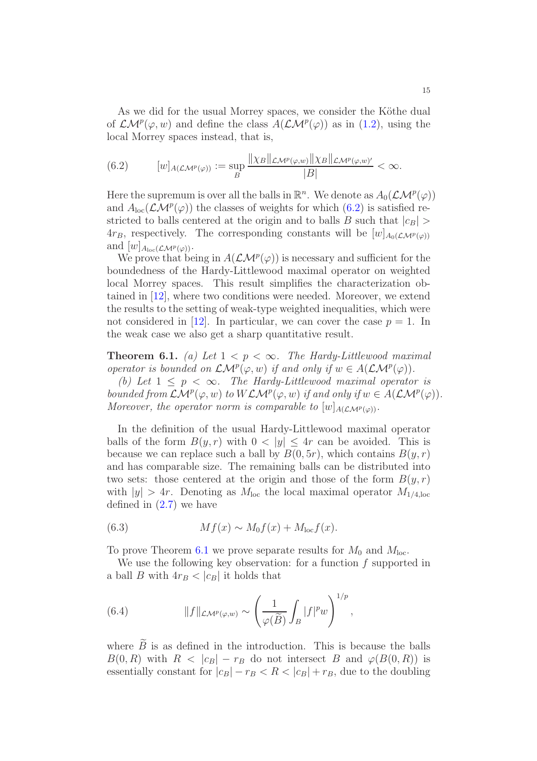As we did for the usual Morrey spaces, we consider the Köthe dual of $\mathcal{LM}^p(\varphi, w)$ and define the class $A(\mathcal{LM}^p(\varphi))$ as in (1.2), using the local Morrey spaces instead, that is,

$$
[w]_{A(\mathcal{LM}^p(\varphi))} := \sup_B \frac{\|\chi_B\|_{\mathcal{LM}^p(\varphi,w)} \|\chi_B\|_{\mathcal{LM}^p(\varphi,w)'}}{|B|} < \infty. \tag{6.2}
$$

Here the supremum is over all the balls in $\mathbb{R}^n$. We denote as $A_0(\mathcal{LM}^p(\varphi))$ and $A_{\text{loc}}(\mathcal{LM}^p(\varphi))$ the classes of weights for which (6.2) is satisfied restricted to balls centered at the origin and to balls $B$ such that $|c_B| > 4r_B$, respectively. The corresponding constants will be $[w]_{A_0(\mathcal{LM}^p(\varphi))}$ and $[w]_{A_{\text{loc}}(\mathcal{LM}^p(\varphi))}$.

We prove that being in $A(\mathcal{LM}^p(\varphi))$ is necessary and sufficient for the boundedness of the Hardy-Littlewood maximal operator on weighted local Morrey spaces. This result simplifies the characterization obtained in [12], where two conditions were needed. Moreover, we extend the results to the setting of weak-type weighted inequalities, which were not considered in [12]. In particular, we can cover the case $p = 1$. In the weak case we also get a sharp quantitative result.

**Theorem 6.1.** *(a) Let $1 < p < \infty$. The Hardy-Littlewood maximal operator is bounded on $\mathcal{LM}^p(\varphi, w)$ if and only if $w \in A(\mathcal{LM}^p(\varphi))$.*

*(b) Let $1 \leq p < \infty$. The Hardy-Littlewood maximal operator is bounded from $\mathcal{LM}^p(\varphi, w)$ to $W\mathcal{LM}^p(\varphi, w)$ if and only if $w \in A(\mathcal{LM}^p(\varphi))$. Moreover, the operator norm is comparable to $[w]_{A(\mathcal{LM}^p(\varphi))}$.*

In the definition of the usual Hardy-Littlewood maximal operator balls of the form $B(y, r)$ with $0 < |y| \leq 4r$ can be avoided. This is because we can replace such a ball by $B(0, 5r)$, which contains $B(y, r)$ and has comparable size. The remaining balls can be distributed into two sets: those centered at the origin and those of the form $B(y, r)$ with $|y| > 4r$. Denoting as $M_{\text{loc}}$ the local maximal operator $M_{1/4,\text{loc}}$ defined in (2.7) we have

$$
Mf(x) \sim M_0 f(x) + M_{\text{loc}} f(x). \tag{6.3}
$$

To prove Theorem 6.1 we prove separate results for $M_0$ and $M_{\text{loc}}$.

We use the following key observation: for a function $f$ supported in a ball $B$ with $4r_B < |c_B|$ it holds that

$$
\|f\|_{\mathcal{LM}^p(\varphi,w)} \sim \left( \frac{1}{\varphi(\widetilde{B})} \int_B |f|^p w \right)^{1/p}, \tag{6.4}
$$

where $\widetilde{B}$ is as defined in the introduction. This is because the balls $B(0, R)$ with $R < |c_B| - r_B$ do not intersect $B$ and $\varphi(B(0, R))$ is essentially constant for $|c_B| - r_B < R < |c_B| + r_B$, due to the doubling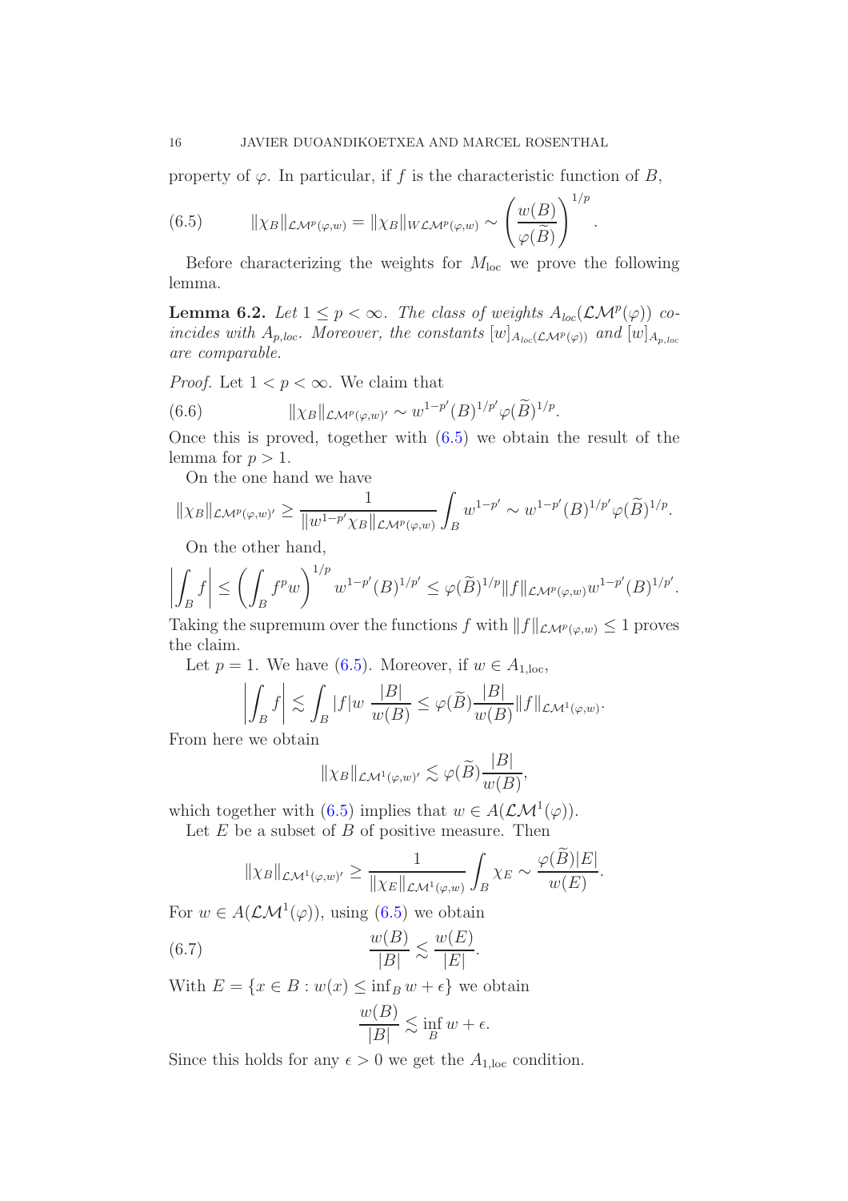property of $\varphi$. In particular, if $f$ is the characteristic function of $B$,

$$\|\chi_B\|_{\mathcal{LM}^p(\varphi,w)} = \|\chi_B\|_{W\mathcal{LM}^p(\varphi,w)} \sim \left(\frac{w(B)}{\varphi(\widetilde{B})}\right)^{1/p}. \tag{6.5}$$

Before characterizing the weights for $M_{\rm loc}$ we prove the following lemma.

**Lemma 6.2.** *Let $1 \le p < \infty$. The class of weights $A_{loc}(\mathcal{LM}^p(\varphi))$ coincides with $A_{p,loc}$. Moreover, the constants $[w]_{A_{loc}(\mathcal{LM}^p(\varphi))}$ and $[w]_{A_{p,loc}}$ are comparable.*

*Proof.* Let $1 < p < \infty$. We claim that

$$\|\chi_B\|_{\mathcal{LM}^p(\varphi,w)'} \sim w^{1-p'}(B)^{1/p'}\varphi(\widetilde{B})^{1/p}. \tag{6.6}$$

Once this is proved, together with (6.5) we obtain the result of the lemma for $p > 1$.

On the one hand we have

$$\|\chi_B\|_{\mathcal{LM}^p(\varphi,w)'} \ge \frac{1}{\|w^{1-p'}\chi_B\|_{\mathcal{LM}^p(\varphi,w)}}\int_B w^{1-p'} \sim w^{1-p'}(B)^{1/p'}\varphi(\widetilde{B})^{1/p}.$$

On the other hand,

$$\left|\int_B f\right| \le \left(\int_B f^p w\right)^{1/p} w^{1-p'}(B)^{1/p'} \le \varphi(\widetilde{B})^{1/p}\|f\|_{\mathcal{LM}^p(\varphi,w)}w^{1-p'}(B)^{1/p'}.$$

Taking the supremum over the functions $f$ with $\|f\|_{\mathcal{LM}^p(\varphi,w)} \le 1$ proves the claim.

Let $p = 1$. We have (6.5). Moreover, if $w \in A_{1,\rm loc}$,

$$\left|\int_B f\right| \lesssim \int_B |f|w\,\frac{|B|}{w(B)} \le \varphi(\widetilde{B})\frac{|B|}{w(B)}\|f\|_{\mathcal{LM}^1(\varphi,w)}.$$

From here we obtain

$$\|\chi_B\|_{\mathcal{LM}^1(\varphi,w)'} \lesssim \varphi(\widetilde{B})\frac{|B|}{w(B)},$$

which together with (6.5) implies that $w \in A(\mathcal{LM}^1(\varphi))$.

Let $E$ be a subset of $B$ of positive measure. Then

$$\|\chi_B\|_{\mathcal{LM}^1(\varphi,w)'} \ge \frac{1}{\|\chi_E\|_{\mathcal{LM}^1(\varphi,w)}}\int_B \chi_E \sim \frac{\varphi(\widetilde{B})|E|}{w(E)}.$$

For $w \in A(\mathcal{LM}^1(\varphi))$, using (6.5) we obtain

$$\frac{w(B)}{|B|} \lesssim \frac{w(E)}{|E|}. \tag{6.7}$$

With $E = \{x \in B : w(x) \le \inf_B w + \epsilon\}$ we obtain

$$\frac{w(B)}{|B|} \lesssim \inf_B w + \epsilon.$$

Since this holds for any $\epsilon > 0$ we get the $A_{1,\rm loc}$ condition.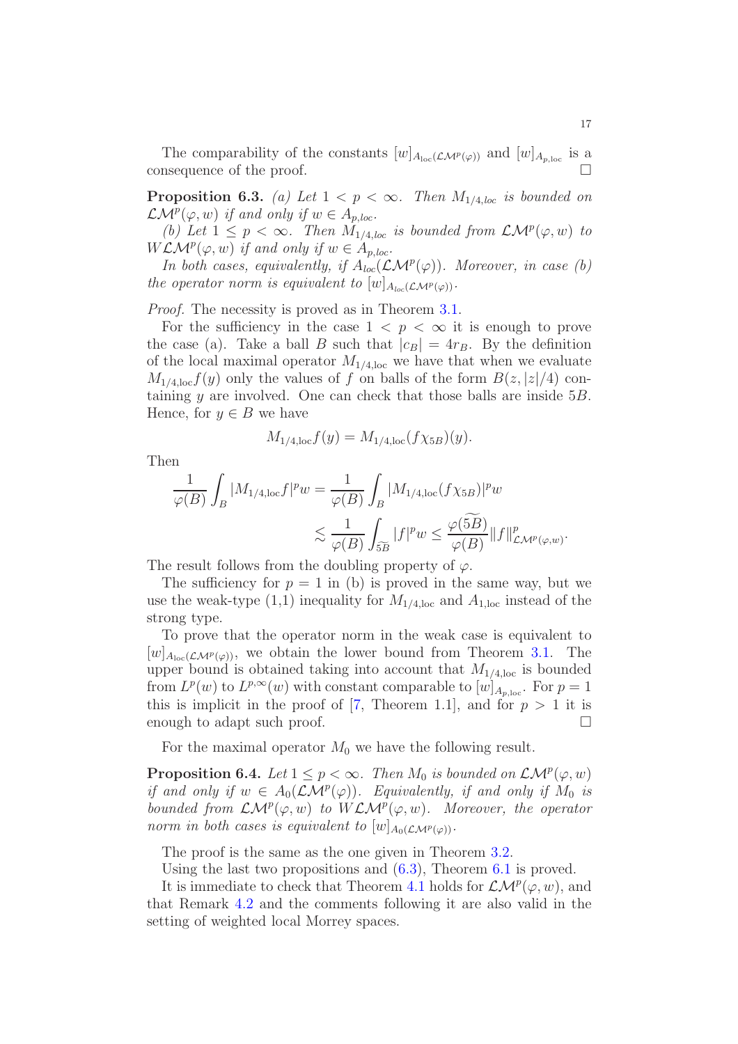The comparability of the constants $[w]_{A_{\rm loc}(\mathcal{LM}^p(\varphi))}$ and $[w]_{A_{p,{\rm loc}}}$ is a consequence of the proof. □

**Proposition 6.3.** *(a) Let $1 < p < \infty$. Then $M_{1/4,loc}$ is bounded on $\mathcal{LM}^p(\varphi, w)$ if and only if $w \in A_{p,loc}$.*

*(b) Let $1 \leq p < \infty$. Then $M_{1/4,loc}$ is bounded from $\mathcal{LM}^p(\varphi, w)$ to $W\mathcal{LM}^p(\varphi, w)$ if and only if $w \in A_{p,loc}$.*

*In both cases, equivalently, if $A_{loc}(\mathcal{LM}^p(\varphi))$. Moreover, in case (b) the operator norm is equivalent to $[w]_{A_{loc}(\mathcal{LM}^p(\varphi))}$.*

*Proof.* The necessity is proved as in Theorem 3.1.

For the sufficiency in the case $1 < p < \infty$ it is enough to prove the case (a). Take a ball $B$ such that $|c_B| = 4r_B$. By the definition of the local maximal operator $M_{1/4,{\rm loc}}$ we have that when we evaluate $M_{1/4,{\rm loc}}f(y)$ only the values of $f$ on balls of the form $B(z, |z|/4)$ containing $y$ are involved. One can check that those balls are inside $5B$. Hence, for $y \in B$ we have

$$M_{1/4,{\rm loc}}f(y) = M_{1/4,{\rm loc}}(f\chi_{5B})(y).$$

Then

$$\begin{aligned}\frac{1}{\varphi(B)}\int_B |M_{1/4,{\rm loc}}f|^p w &= \frac{1}{\varphi(B)}\int_B |M_{1/4,{\rm loc}}(f\chi_{5B})|^p w \\ &\lesssim \frac{1}{\varphi(B)}\int_{\widetilde{5B}} |f|^p w \leq \frac{\varphi(\widetilde{5B})}{\varphi(B)}\|f\|^p_{\mathcal{LM}^p(\varphi,w)}.\end{aligned}$$

The result follows from the doubling property of $\varphi$.

The sufficiency for $p = 1$ in (b) is proved in the same way, but we use the weak-type (1,1) inequality for $M_{1/4,{\rm loc}}$ and $A_{1,{\rm loc}}$ instead of the strong type.

To prove that the operator norm in the weak case is equivalent to $[w]_{A_{\rm loc}(\mathcal{LM}^p(\varphi))}$, we obtain the lower bound from Theorem 3.1. The upper bound is obtained taking into account that $M_{1/4,{\rm loc}}$ is bounded from $L^p(w)$ to $L^{p,\infty}(w)$ with constant comparable to $[w]_{A_{p,{\rm loc}}}$. For $p = 1$ this is implicit in the proof of [7, Theorem 1.1], and for $p > 1$ it is enough to adapt such proof. □

For the maximal operator $M_0$ we have the following result.

**Proposition 6.4.** *Let $1 \leq p < \infty$. Then $M_0$ is bounded on $\mathcal{LM}^p(\varphi, w)$ if and only if $w \in A_0(\mathcal{LM}^p(\varphi))$. Equivalently, if and only if $M_0$ is bounded from $\mathcal{LM}^p(\varphi, w)$ to $W\mathcal{LM}^p(\varphi, w)$. Moreover, the operator norm in both cases is equivalent to $[w]_{A_0(\mathcal{LM}^p(\varphi))}$.*

The proof is the same as the one given in Theorem 3.2.

Using the last two propositions and (6.3), Theorem 6.1 is proved.

It is immediate to check that Theorem 4.1 holds for $\mathcal{LM}^p(\varphi, w)$, and that Remark 4.2 and the comments following it are also valid in the setting of weighted local Morrey spaces.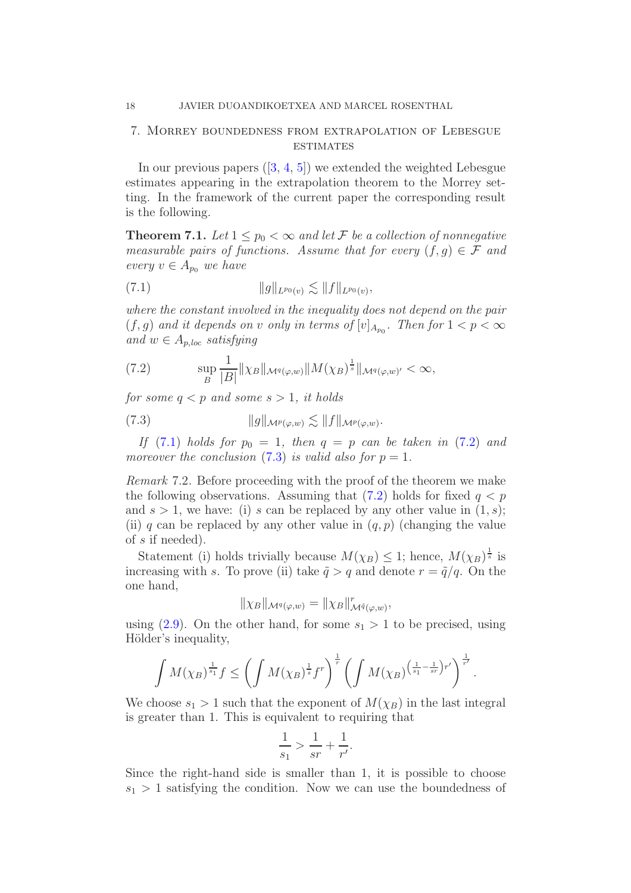## 7. Morrey boundedness from extrapolation of Lebesgue estimates

In our previous papers ([3, 4, 5]) we extended the weighted Lebesgue estimates appearing in the extrapolation theorem to the Morrey setting. In the framework of the current paper the corresponding result is the following.

**Theorem 7.1.** *Let $1 \leq p_0 < \infty$ and let $\mathcal{F}$ be a collection of nonnegative measurable pairs of functions. Assume that for every $(f,g) \in \mathcal{F}$ and every $v \in A_{p_0}$ we have*

$$\|g\|_{L^{p_0}(v)} \lesssim \|f\|_{L^{p_0}(v)}, \tag{7.1}$$

*where the constant involved in the inequality does not depend on the pair $(f,g)$ and it depends on $v$ only in terms of $[v]_{A_{p_0}}$. Then for $1 < p < \infty$ and $w \in A_{p,loc}$ satisfying*

$$\sup_B \frac{1}{|B|}\|\chi_B\|_{\mathcal{M}^q(\varphi,w)}\|M(\chi_B)^{\frac{1}{s}}\|_{\mathcal{M}^q(\varphi,w)'} < \infty, \tag{7.2}$$

*for some $q < p$ and some $s > 1$, it holds*

$$\|g\|_{\mathcal{M}^p(\varphi,w)} \lesssim \|f\|_{\mathcal{M}^p(\varphi,w)}. \tag{7.3}$$

*If (7.1) holds for $p_0 = 1$, then $q = p$ can be taken in (7.2) and moreover the conclusion (7.3) is valid also for $p = 1$.*

*Remark* 7.2. Before proceeding with the proof of the theorem we make the following observations. Assuming that (7.2) holds for fixed $q < p$ and $s > 1$, we have: (i) $s$ can be replaced by any other value in $(1, s)$; (ii) $q$ can be replaced by any other value in $(q, p)$ (changing the value of $s$ if needed).

Statement (i) holds trivially because $M(\chi_B) \leq 1$; hence, $M(\chi_B)^{\frac{1}{s}}$ is increasing with $s$. To prove (ii) take $\tilde{q} > q$ and denote $r = \tilde{q}/q$. On the one hand,

$$\|\chi_B\|_{\mathcal{M}^q(\varphi,w)} = \|\chi_B\|^r_{\mathcal{M}^{\tilde{q}}(\varphi,w)},$$

using (2.9). On the other hand, for some $s_1 > 1$ to be precised, using Hölder's inequality,

$$\int M(\chi_B)^{\frac{1}{s_1}} f \leq \left(\int M(\chi_B)^{\frac{1}{s}} f^r\right)^{\frac{1}{r}} \left(\int M(\chi_B)^{\left(\frac{1}{s_1}-\frac{1}{sr}\right)r'}\right)^{\frac{1}{r'}}.$$

We choose $s_1 > 1$ such that the exponent of $M(\chi_B)$ in the last integral is greater than 1. This is equivalent to requiring that

$$\frac{1}{s_1} > \frac{1}{sr} + \frac{1}{r'}.$$

Since the right-hand side is smaller than 1, it is possible to choose $s_1 > 1$ satisfying the condition. Now we can use the boundedness of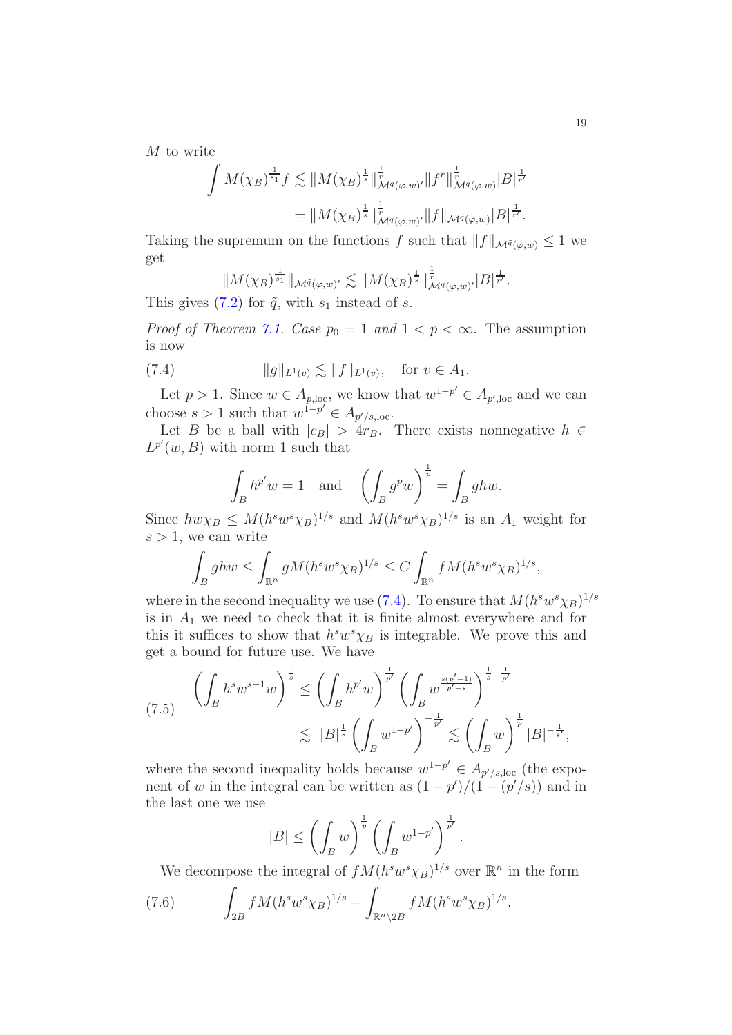$M$ to write

$$\int M(\chi_B)^{\frac{1}{s_1}} f \lesssim \|M(\chi_B)^{\frac{1}{s}}\|^{\frac{1}{r}}_{\mathcal{M}^q(\varphi,w)'} \|f^r\|^{\frac{1}{r}}_{\mathcal{M}^q(\varphi,w)} |B|^{\frac{1}{r'}}$$
$$= \|M(\chi_B)^{\frac{1}{s}}\|^{\frac{1}{r}}_{\mathcal{M}^q(\varphi,w)'} \|f\|_{\mathcal{M}^{\tilde{q}}(\varphi,w)} |B|^{\frac{1}{r'}}.$$

Taking the supremum on the functions $f$ such that $\|f\|_{\mathcal{M}^{\tilde{q}}(\varphi,w)} \leq 1$ we get

$$\|M(\chi_B)^{\frac{1}{s_1}}\|_{\mathcal{M}^{\tilde{q}}(\varphi,w)'} \lesssim \|M(\chi_B)^{\frac{1}{s}}\|^{\frac{1}{r}}_{\mathcal{M}^q(\varphi,w)'} |B|^{\frac{1}{r'}}.$$

This gives (7.2) for $\tilde{q}$, with $s_1$ instead of $s$.

*Proof of Theorem 7.1. Case $p_0 = 1$ and $1 < p < \infty$.* The assumption is now

$$\|g\|_{L^1(v)} \lesssim \|f\|_{L^1(v)}, \quad \text{for } v \in A_1. \tag{7.4}$$

Let $p > 1$. Since $w \in A_{p,\mathrm{loc}}$, we know that $w^{1-p'} \in A_{p',\mathrm{loc}}$ and we can choose $s > 1$ such that $w^{1-p'} \in A_{p'/s,\mathrm{loc}}$.

Let $B$ be a ball with $|c_B| > 4r_B$. There exists nonnegative $h \in L^{p'}(w, B)$ with norm 1 such that

$$\int_B h^{p'} w = 1 \quad \text{and} \quad \left(\int_B g^p w\right)^{\frac{1}{p}} = \int_B ghw.$$

Since $hw\chi_B \leq M(h^s w^s \chi_B)^{1/s}$ and $M(h^s w^s \chi_B)^{1/s}$ is an $A_1$ weight for $s > 1$, we can write

$$\int_B ghw \leq \int_{\mathbb{R}^n} gM(h^s w^s \chi_B)^{1/s} \leq C \int_{\mathbb{R}^n} fM(h^s w^s \chi_B)^{1/s},$$

where in the second inequality we use (7.4). To ensure that $M(h^s w^s \chi_B)^{1/s}$ is in $A_1$ we need to check that it is finite almost everywhere and for this it suffices to show that $h^s w^s \chi_B$ is integrable. We prove this and get a bound for future use. We have

$$\begin{aligned}\left(\int_B h^s w^{s-1} w\right)^{\frac{1}{s}} &\leq \left(\int_B h^{p'} w\right)^{\frac{1}{p'}} \left(\int_B w^{\frac{s(p'-1)}{p'-s}}\right)^{\frac{1}{s}-\frac{1}{p'}} \\ &\lesssim |B|^{\frac{1}{s}} \left(\int_B w^{1-p'}\right)^{-\frac{1}{p'}} \lesssim \left(\int_B w\right)^{\frac{1}{p}} |B|^{-\frac{1}{s'}},\end{aligned} \tag{7.5}$$

where the second inequality holds because $w^{1-p'} \in A_{p'/s,\mathrm{loc}}$ (the exponent of $w$ in the integral can be written as $(1-p')/(1-(p'/s))$ and in the last one we use

$$|B| \leq \left(\int_B w\right)^{\frac{1}{p}} \left(\int_B w^{1-p'}\right)^{\frac{1}{p'}}.$$

We decompose the integral of $fM(h^s w^s \chi_B)^{1/s}$ over $\mathbb{R}^n$ in the form

$$\int_{2B} fM(h^s w^s \chi_B)^{1/s} + \int_{\mathbb{R}^n \setminus 2B} fM(h^s w^s \chi_B)^{1/s}. \tag{7.6}$$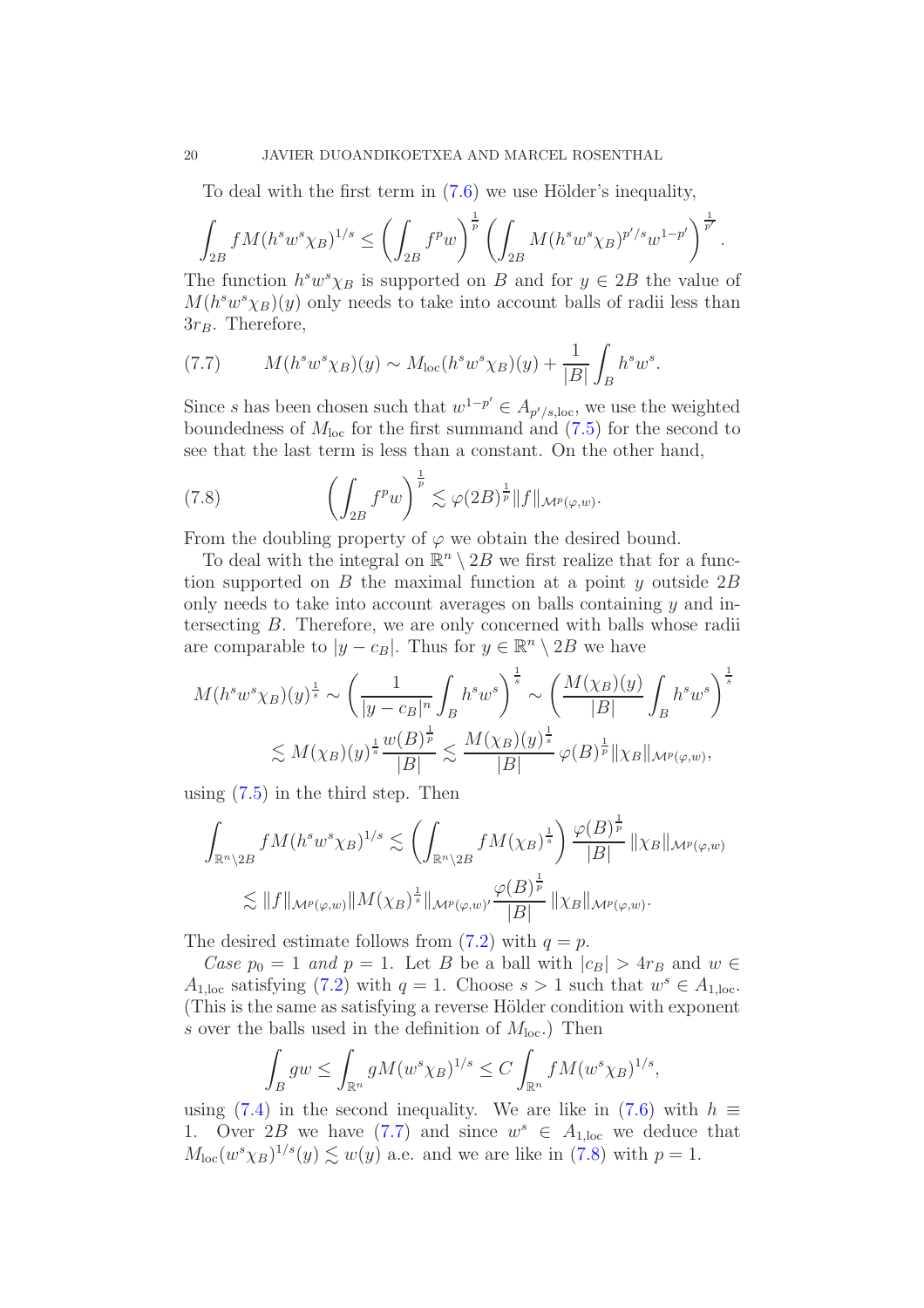To deal with the first term in (7.6) we use Hölder's inequality,

$$\int_{2B} fM(h^s w^s \chi_B)^{1/s} \le \left(\int_{2B} f^p w\right)^{\frac{1}{p}} \left(\int_{2B} M(h^s w^s \chi_B)^{p'/s} w^{1-p'}\right)^{\frac{1}{p'}}.$$

The function $h^s w^s \chi_B$ is supported on $B$ and for $y \in 2B$ the value of $M(h^s w^s \chi_B)(y)$ only needs to take into account balls of radii less than $3r_B$. Therefore,

$$M(h^s w^s \chi_B)(y) \sim M_{\mathrm{loc}}(h^s w^s \chi_B)(y) + \frac{1}{|B|}\int_B h^s w^s. \tag{7.7}$$

Since $s$ has been chosen such that $w^{1-p'} \in A_{p'/s,\mathrm{loc}}$, we use the weighted boundedness of $M_{\mathrm{loc}}$ for the first summand and (7.5) for the second to see that the last term is less than a constant. On the other hand,

$$\left(\int_{2B} f^p w\right)^{\frac{1}{p}} \lesssim \varphi(2B)^{\frac{1}{p}} \|f\|_{\mathcal{M}^p(\varphi,w)}. \tag{7.8}$$

From the doubling property of $\varphi$ we obtain the desired bound.

To deal with the integral on $\mathbb{R}^n \setminus 2B$ we first realize that for a function supported on $B$ the maximal function at a point $y$ outside $2B$ only needs to take into account averages on balls containing $y$ and intersecting $B$. Therefore, we are only concerned with balls whose radii are comparable to $|y - c_B|$. Thus for $y \in \mathbb{R}^n \setminus 2B$ we have

$$\begin{aligned} M(h^s w^s \chi_B)(y)^{\frac{1}{s}} &\sim \left(\frac{1}{|y-c_B|^n}\int_B h^s w^s\right)^{\frac{1}{s}} \sim \left(\frac{M(\chi_B)(y)}{|B|}\int_B h^s w^s\right)^{\frac{1}{s}} \\ &\lesssim M(\chi_B)(y)^{\frac{1}{s}} \frac{w(B)^{\frac{1}{p}}}{|B|} \lesssim \frac{M(\chi_B)(y)^{\frac{1}{s}}}{|B|}\varphi(B)^{\frac{1}{p}} \|\chi_B\|_{\mathcal{M}^p(\varphi,w)}, \end{aligned}$$

using (7.5) in the third step. Then

$$\begin{aligned} \int_{\mathbb{R}^n\setminus 2B} fM(h^s w^s \chi_B)^{1/s} &\lesssim \left(\int_{\mathbb{R}^n\setminus 2B} fM(\chi_B)^{\frac{1}{s}}\right)\frac{\varphi(B)^{\frac{1}{p}}}{|B|}\|\chi_B\|_{\mathcal{M}^p(\varphi,w)} \\ &\lesssim \|f\|_{\mathcal{M}^p(\varphi,w)} \|M(\chi_B)^{\frac{1}{s}}\|_{\mathcal{M}^p(\varphi,w)'} \frac{\varphi(B)^{\frac{1}{p}}}{|B|}\|\chi_B\|_{\mathcal{M}^p(\varphi,w)}. \end{aligned}$$

The desired estimate follows from (7.2) with $q = p$.

*Case* $p_0 = 1$ *and* $p = 1$. Let $B$ be a ball with $|c_B| > 4r_B$ and $w \in A_{1,\mathrm{loc}}$ satisfying (7.2) with $q = 1$. Choose $s > 1$ such that $w^s \in A_{1,\mathrm{loc}}$. (This is the same as satisfying a reverse Hölder condition with exponent $s$ over the balls used in the definition of $M_{\mathrm{loc}}$.) Then

$$\int_B gw \le \int_{\mathbb{R}^n} gM(w^s \chi_B)^{1/s} \le C \int_{\mathbb{R}^n} fM(w^s\chi_B)^{1/s},$$

using (7.4) in the second inequality. We are like in (7.6) with $h \equiv 1$. Over $2B$ we have (7.7) and since $w^s \in A_{1,\mathrm{loc}}$ we deduce that $M_{\mathrm{loc}}(w^s\chi_B)^{1/s}(y) \lesssim w(y)$ a.e. and we are like in (7.8) with $p = 1$.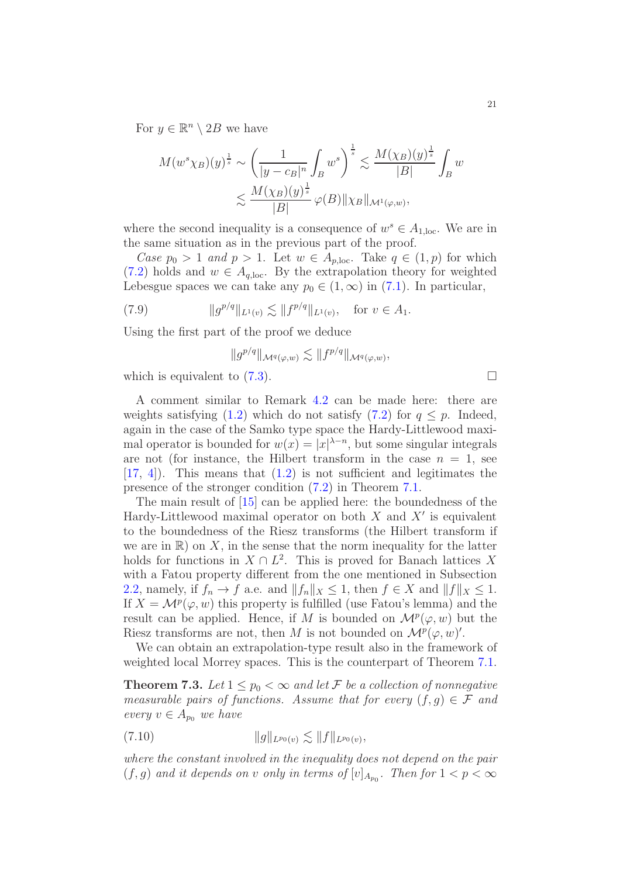For $y \in \mathbb{R}^n \setminus 2B$ we have

$$M(w^s\chi_B)(y)^{\frac{1}{s}} \sim \left(\frac{1}{|y-c_B|^n}\int_B w^s\right)^{\frac{1}{s}} \lesssim \frac{M(\chi_B)(y)^{\frac{1}{s}}}{|B|}\int_B w$$
$$\lesssim \frac{M(\chi_B)(y)^{\frac{1}{s}}}{|B|}\,\varphi(B)\|\chi_B\|_{\mathcal{M}^1(\varphi,w)},$$

where the second inequality is a consequence of $w^s \in A_{1,\mathrm{loc}}$. We are in the same situation as in the previous part of the proof.

*Case $p_0 > 1$ and $p > 1$.* Let $w \in A_{p,\mathrm{loc}}$. Take $q \in (1,p)$ for which (7.2) holds and $w \in A_{q,\mathrm{loc}}$. By the extrapolation theory for weighted Lebesgue spaces we can take any $p_0 \in (1,\infty)$ in (7.1). In particular,

$$\|g^{p/q}\|_{L^1(v)} \lesssim \|f^{p/q}\|_{L^1(v)}, \quad \text{for } v \in A_1. \tag{7.9}$$

Using the first part of the proof we deduce

$$\|g^{p/q}\|_{\mathcal{M}^q(\varphi,w)} \lesssim \|f^{p/q}\|_{\mathcal{M}^q(\varphi,w)},$$

which is equivalent to (7.3). $\square$

A comment similar to Remark 4.2 can be made here: there are weights satisfying (1.2) which do not satisfy (7.2) for $q \leq p$. Indeed, again in the case of the Samko type space the Hardy-Littlewood maximal operator is bounded for $w(x) = |x|^{\lambda-n}$, but some singular integrals are not (for instance, the Hilbert transform in the case $n = 1$, see [17, 4]). This means that (1.2) is not sufficient and legitimates the presence of the stronger condition (7.2) in Theorem 7.1.

The main result of [15] can be applied here: the boundedness of the Hardy-Littlewood maximal operator on both $X$ and $X'$ is equivalent to the boundedness of the Riesz transforms (the Hilbert transform if we are in $\mathbb{R}$) on $X$, in the sense that the norm inequality for the latter holds for functions in $X \cap L^2$. This is proved for Banach lattices $X$ with a Fatou property different from the one mentioned in Subsection 2.2, namely, if $f_n \to f$ a.e. and $\|f_n\|_X \leq 1$, then $f \in X$ and $\|f\|_X \leq 1$. If $X = \mathcal{M}^p(\varphi,w)$ this property is fulfilled (use Fatou's lemma) and the result can be applied. Hence, if $M$ is bounded on $\mathcal{M}^p(\varphi,w)$ but the Riesz transforms are not, then $M$ is not bounded on $\mathcal{M}^p(\varphi,w)'$.

We can obtain an extrapolation-type result also in the framework of weighted local Morrey spaces. This is the counterpart of Theorem 7.1.

**Theorem 7.3.** *Let $1 \leq p_0 < \infty$ and let $\mathcal{F}$ be a collection of nonnegative measurable pairs of functions. Assume that for every $(f,g) \in \mathcal{F}$ and every $v \in A_{p_0}$ we have*

$$\|g\|_{L^{p_0}(v)} \lesssim \|f\|_{L^{p_0}(v)}, \tag{7.10}$$

*where the constant involved in the inequality does not depend on the pair $(f,g)$ and it depends on $v$ only in terms of $[v]_{A_{p_0}}$. Then for $1 < p < \infty$*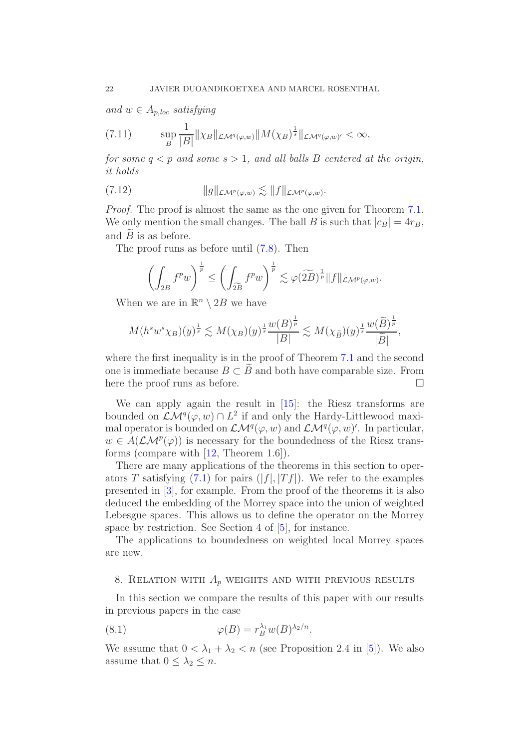*and $w \in A_{p,loc}$ satisfying*

$$\sup_B \frac{1}{|B|} \|\chi_B\|_{\mathcal{LM}^q(\varphi,w)} \|M(\chi_B)^{\frac{1}{s}}\|_{\mathcal{LM}^q(\varphi,w)'} < \infty, \tag{7.11}$$

*for some $q < p$ and some $s > 1$, and all balls $B$ centered at the origin, it holds*

$$\|g\|_{\mathcal{LM}^p(\varphi,w)} \lesssim \|f\|_{\mathcal{LM}^p(\varphi,w)}. \tag{7.12}$$

*Proof.* The proof is almost the same as the one given for Theorem 7.1. We only mention the small changes. The ball $B$ is such that $|c_B| = 4r_B$, and $\widetilde{B}$ is as before.

The proof runs as before until (7.8). Then

$$\left( \int_{2B} f^p w \right)^{\frac{1}{p}} \leq \left( \int_{\widetilde{2B}} f^p w \right)^{\frac{1}{p}} \lesssim \varphi(\widetilde{2B})^{\frac{1}{p}} \|f\|_{\mathcal{LM}^p(\varphi,w)}.$$

When we are in $\mathbb{R}^n \setminus 2B$ we have

$$M(h^s w^s \chi_B)(y)^{\frac{1}{s}} \lesssim M(\chi_B)(y)^{\frac{1}{s}} \frac{w(B)^{\frac{1}{p}}}{|B|} \lesssim M(\chi_{\widetilde{B}})(y)^{\frac{1}{s}} \frac{w(\widetilde{B})^{\frac{1}{p}}}{|\widetilde{B}|},$$

where the first inequality is in the proof of Theorem 7.1 and the second one is immediate because $B \subset \widetilde{B}$ and both have comparable size. From here the proof runs as before. $\square$

We can apply again the result in [15]: the Riesz transforms are bounded on $\mathcal{LM}^q(\varphi, w) \cap L^2$ if and only the Hardy-Littlewood maximal operator is bounded on $\mathcal{LM}^q(\varphi, w)$ and $\mathcal{LM}^q(\varphi, w)'$. In particular, $w \in A(\mathcal{LM}^p(\varphi))$ is necessary for the boundedness of the Riesz transforms (compare with [12, Theorem 1.6]).

There are many applications of the theorems in this section to operators $T$ satisfying (7.1) for pairs $(|f|, |Tf|)$. We refer to the examples presented in [3], for example. From the proof of the theorems it is also deduced the embedding of the Morrey space into the union of weighted Lebesgue spaces. This allows us to define the operator on the Morrey space by restriction. See Section 4 of [5], for instance.

The applications to boundedness on weighted local Morrey spaces are new.

## 8. Relation with $A_p$ weights and with previous results

In this section we compare the results of this paper with our results in previous papers in the case

$$\varphi(B) = r_B^{\lambda_1} w(B)^{\lambda_2/n}. \tag{8.1}$$

We assume that $0 < \lambda_1 + \lambda_2 < n$ (see Proposition 2.4 in [5]). We also assume that $0 \leq \lambda_2 \leq n$.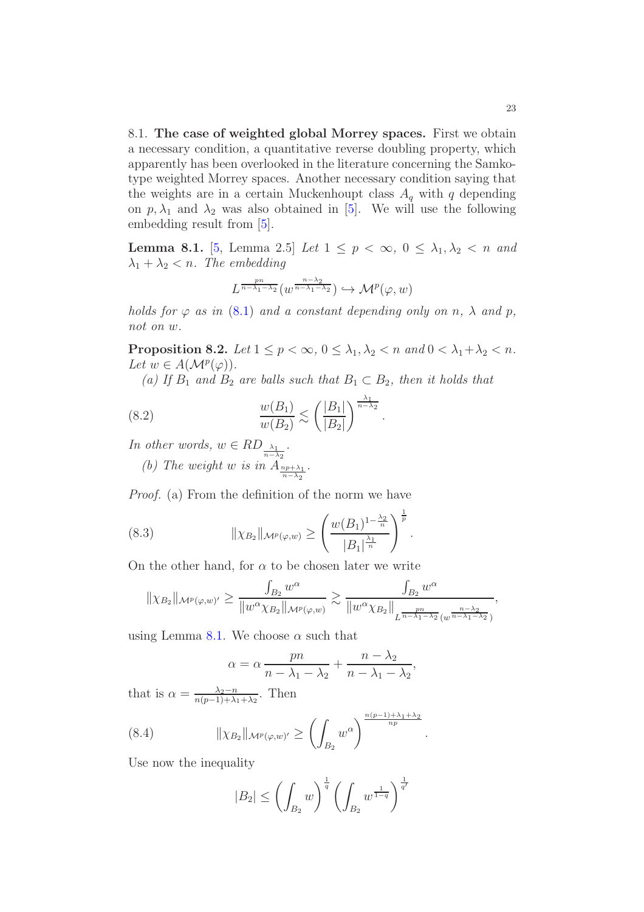8.1. **The case of weighted global Morrey spaces.** First we obtain a necessary condition, a quantitative reverse doubling property, which apparently has been overlooked in the literature concerning the Samko-type weighted Morrey spaces. Another necessary condition saying that the weights are in a certain Muckenhoupt class $A_q$ with $q$ depending on $p, \lambda_1$ and $\lambda_2$ was also obtained in [5]. We will use the following embedding result from [5].

**Lemma 8.1.** [5, Lemma 2.5] *Let $1 \leq p < \infty$, $0 \leq \lambda_1, \lambda_2 < n$ and $\lambda_1 + \lambda_2 < n$. The embedding*

$$L^{\frac{pn}{n-\lambda_1-\lambda_2}}(w^{\frac{n-\lambda_2}{n-\lambda_1-\lambda_2}}) \hookrightarrow \mathcal{M}^p(\varphi, w)$$

*holds for $\varphi$ as in (8.1) and a constant depending only on $n$, $\lambda$ and $p$, not on $w$.*

**Proposition 8.2.** *Let $1 \leq p < \infty$, $0 \leq \lambda_1, \lambda_2 < n$ and $0 < \lambda_1 + \lambda_2 < n$. Let $w \in A(\mathcal{M}^p(\varphi))$.*

*(a) If $B_1$ and $B_2$ are balls such that $B_1 \subset B_2$, then it holds that*

$$\frac{w(B_1)}{w(B_2)} \lesssim \left(\frac{|B_1|}{|B_2|}\right)^{\frac{\lambda_1}{n-\lambda_2}}. \tag{8.2}$$

*In other words, $w \in RD_{\frac{\lambda_1}{n-\lambda_2}}$.*

*(b) The weight $w$ is in $A_{\frac{np+\lambda_1}{n-\lambda_2}}$.*

*Proof.* (a) From the definition of the norm we have

$$\|\chi_{B_2}\|_{\mathcal{M}^p(\varphi,w)} \geq \left(\frac{w(B_1)^{1-\frac{\lambda_2}{n}}}{|B_1|^{\frac{\lambda_1}{n}}}\right)^{\frac{1}{p}}. \tag{8.3}$$

On the other hand, for $\alpha$ to be chosen later we write

$$\|\chi_{B_2}\|_{\mathcal{M}^p(\varphi,w)'} \geq \frac{\int_{B_2} w^\alpha}{\|w^\alpha \chi_{B_2}\|_{\mathcal{M}^p(\varphi,w)}} \gtrsim \frac{\int_{B_2} w^\alpha}{\|w^\alpha \chi_{B_2}\|_{L^{\frac{pn}{n-\lambda_1-\lambda_2}}(w^{\frac{n-\lambda_2}{n-\lambda_1-\lambda_2}})}},$$

using Lemma 8.1. We choose $\alpha$ such that

$$\alpha = \alpha \frac{pn}{n-\lambda_1-\lambda_2} + \frac{n-\lambda_2}{n-\lambda_1-\lambda_2},$$

that is $\alpha = \frac{\lambda_2 - n}{n(p-1)+\lambda_1+\lambda_2}$. Then

$$\|\chi_{B_2}\|_{\mathcal{M}^p(\varphi,w)'} \geq \left(\int_{B_2} w^\alpha\right)^{\frac{n(p-1)+\lambda_1+\lambda_2}{np}}. \tag{8.4}$$

Use now the inequality

$$|B_2| \leq \left(\int_{B_2} w\right)^{\frac{1}{q}} \left(\int_{B_2} w^{\frac{1}{1-q}}\right)^{\frac{1}{q'}}$$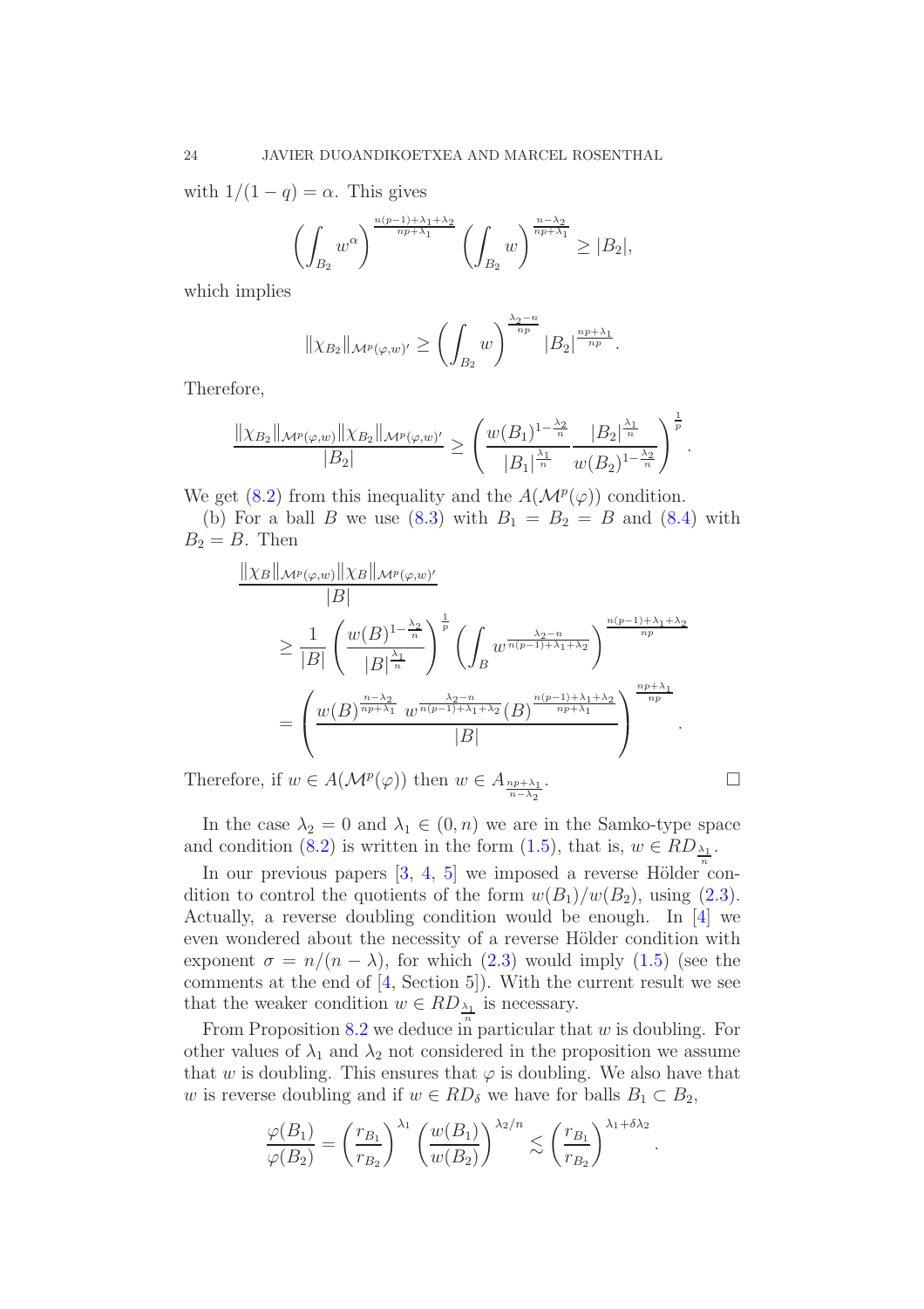with $1/(1-q) = \alpha$. This gives

$$\left(\int_{B_2} w^\alpha\right)^{\frac{n(p-1)+\lambda_1+\lambda_2}{np+\lambda_1}} \left(\int_{B_2} w\right)^{\frac{n-\lambda_2}{np+\lambda_1}} \geq |B_2|,$$

which implies

$$\|\chi_{B_2}\|_{\mathcal{M}^p(\varphi,w)'} \geq \left(\int_{B_2} w\right)^{\frac{\lambda_2-n}{np}} |B_2|^{\frac{np+\lambda_1}{np}}.$$

Therefore,

$$\frac{\|\chi_{B_2}\|_{\mathcal{M}^p(\varphi,w)}\|\chi_{B_2}\|_{\mathcal{M}^p(\varphi,w)'}}{|B_2|} \geq \left(\frac{w(B_1)^{1-\frac{\lambda_2}{n}}}{|B_1|^{\frac{\lambda_1}{n}}}\frac{|B_2|^{\frac{\lambda_1}{n}}}{w(B_2)^{1-\frac{\lambda_2}{n}}}\right)^{\frac{1}{p}}.$$

We get (8.2) from this inequality and the $A(\mathcal{M}^p(\varphi))$ condition.

(b) For a ball $B$ we use (8.3) with $B_1 = B_2 = B$ and (8.4) with $B_2 = B$. Then

$$\begin{aligned}
&\frac{\|\chi_B\|_{\mathcal{M}^p(\varphi,w)}\|\chi_B\|_{\mathcal{M}^p(\varphi,w)'}}{|B|} \\
&\qquad \geq \frac{1}{|B|}\left(\frac{w(B)^{1-\frac{\lambda_2}{n}}}{|B|^{\frac{\lambda_1}{n}}}\right)^{\frac{1}{p}} \left(\int_B w^{\frac{\lambda_2-n}{n(p-1)+\lambda_1+\lambda_2}}\right)^{\frac{n(p-1)+\lambda_1+\lambda_2}{np}} \\
&\qquad = \left(\frac{w(B)^{\frac{n-\lambda_2}{np+\lambda_1}}\ w^{\frac{\lambda_2-n}{n(p-1)+\lambda_1+\lambda_2}}(B)^{\frac{n(p-1)+\lambda_1+\lambda_2}{np+\lambda_1}}}{|B|}\right)^{\frac{np+\lambda_1}{np}}.
\end{aligned}$$

Therefore, if $w \in A(\mathcal{M}^p(\varphi))$ then $w \in A_{\frac{np+\lambda_1}{n-\lambda_2}}$. □

In the case $\lambda_2 = 0$ and $\lambda_1 \in (0,n)$ we are in the Samko-type space and condition (8.2) is written in the form (1.5), that is, $w \in RD_{\frac{\lambda_1}{n}}$.

In our previous papers [3, 4, 5] we imposed a reverse Hölder condition to control the quotients of the form $w(B_1)/w(B_2)$, using (2.3). Actually, a reverse doubling condition would be enough. In [4] we even wondered about the necessity of a reverse Hölder condition with exponent $\sigma = n/(n-\lambda)$, for which (2.3) would imply (1.5) (see the comments at the end of [4, Section 5]). With the current result we see that the weaker condition $w \in RD_{\frac{\lambda_1}{n}}$ is necessary.

From Proposition 8.2 we deduce in particular that $w$ is doubling. For other values of $\lambda_1$ and $\lambda_2$ not considered in the proposition we assume that $w$ is doubling. This ensures that $\varphi$ is doubling. We also have that $w$ is reverse doubling and if $w \in RD_\delta$ we have for balls $B_1 \subset B_2$,

$$\frac{\varphi(B_1)}{\varphi(B_2)} = \left(\frac{r_{B_1}}{r_{B_2}}\right)^{\lambda_1}\left(\frac{w(B_1)}{w(B_2)}\right)^{\lambda_2/n} \lesssim \left(\frac{r_{B_1}}{r_{B_2}}\right)^{\lambda_1+\delta\lambda_2}.$$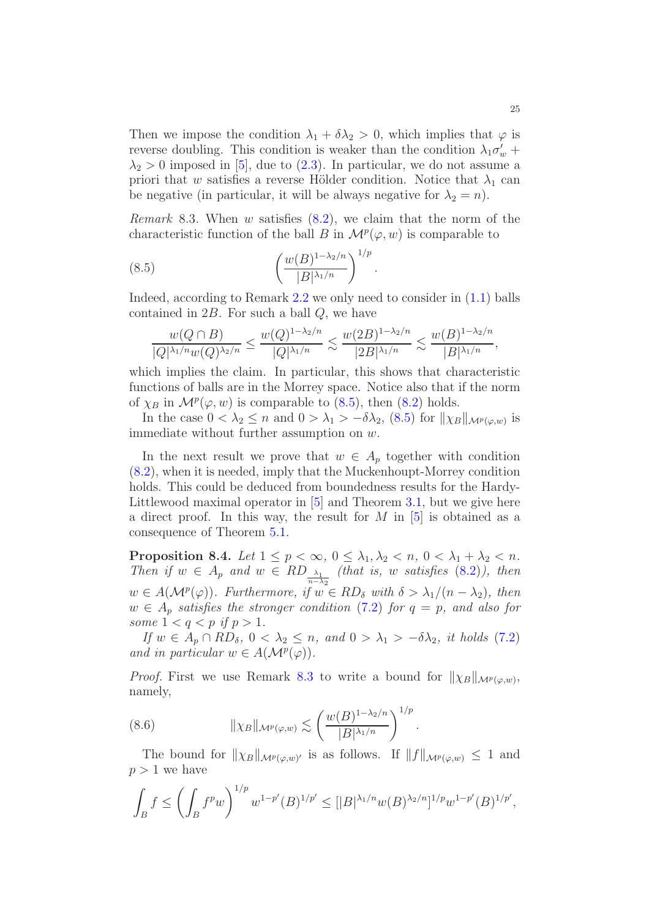Then we impose the condition $\lambda_1 + \delta\lambda_2 > 0$, which implies that $\varphi$ is reverse doubling. This condition is weaker than the condition $\lambda_1\sigma'_w + \lambda_2 > 0$ imposed in [5], due to (2.3). In particular, we do not assume a priori that $w$ satisfies a reverse Hölder condition. Notice that $\lambda_1$ can be negative (in particular, it will be always negative for $\lambda_2 = n$).

*Remark* 8.3. When $w$ satisfies (8.2), we claim that the norm of the characteristic function of the ball $B$ in $\mathcal{M}^p(\varphi, w)$ is comparable to

$$\left(\frac{w(B)^{1-\lambda_2/n}}{|B|^{\lambda_1/n}}\right)^{1/p}. \tag{8.5}$$

Indeed, according to Remark 2.2 we only need to consider in (1.1) balls contained in $2B$. For such a ball $Q$, we have

$$\frac{w(Q\cap B)}{|Q|^{\lambda_1/n}w(Q)^{\lambda_2/n}} \le \frac{w(Q)^{1-\lambda_2/n}}{|Q|^{\lambda_1/n}} \lesssim \frac{w(2B)^{1-\lambda_2/n}}{|2B|^{\lambda_1/n}} \lesssim \frac{w(B)^{1-\lambda_2/n}}{|B|^{\lambda_1/n}},$$

which implies the claim. In particular, this shows that characteristic functions of balls are in the Morrey space. Notice also that if the norm of $\chi_B$ in $\mathcal{M}^p(\varphi, w)$ is comparable to (8.5), then (8.2) holds.

In the case $0 < \lambda_2 \le n$ and $0 > \lambda_1 > -\delta\lambda_2$, (8.5) for $\|\chi_B\|_{\mathcal{M}^p(\varphi,w)}$ is immediate without further assumption on $w$.

In the next result we prove that $w \in A_p$ together with condition (8.2), when it is needed, imply that the Muckenhoupt-Morrey condition holds. This could be deduced from boundedness results for the Hardy-Littlewood maximal operator in [5] and Theorem 3.1, but we give here a direct proof. In this way, the result for $M$ in [5] is obtained as a consequence of Theorem 5.1.

**Proposition 8.4.** *Let $1 \le p < \infty$, $0 \le \lambda_1, \lambda_2 < n$, $0 < \lambda_1 + \lambda_2 < n$. Then if $w \in A_p$ and $w \in RD_{\frac{\lambda_1}{n-\lambda_2}}$ (that is, $w$ satisfies (8.2)), then $w \in A(\mathcal{M}^p(\varphi))$. Furthermore, if $w \in RD_\delta$ with $\delta > \lambda_1/(n-\lambda_2)$, then $w \in A_p$ satisfies the stronger condition (7.2) for $q = p$, and also for some $1 < q < p$ if $p > 1$.*

*If $w \in A_p \cap RD_\delta$, $0 < \lambda_2 \le n$, and $0 > \lambda_1 > -\delta\lambda_2$, it holds (7.2) and in particular $w \in A(\mathcal{M}^p(\varphi))$.*

*Proof.* First we use Remark 8.3 to write a bound for $\|\chi_B\|_{\mathcal{M}^p(\varphi,w)}$, namely,

$$\|\chi_B\|_{\mathcal{M}^p(\varphi,w)} \lesssim \left(\frac{w(B)^{1-\lambda_2/n}}{|B|^{\lambda_1/n}}\right)^{1/p}. \tag{8.6}$$

The bound for $\|\chi_B\|_{\mathcal{M}^p(\varphi,w)'}$ is as follows. If $\|f\|_{\mathcal{M}^p(\varphi,w)} \le 1$ and $p > 1$ we have

$$\int_B f \le \left(\int_B f^p w\right)^{1/p} w^{1-p'}(B)^{1/p'} \le [|B|^{\lambda_1/n} w(B)^{\lambda_2/n}]^{1/p} w^{1-p'}(B)^{1/p'},$$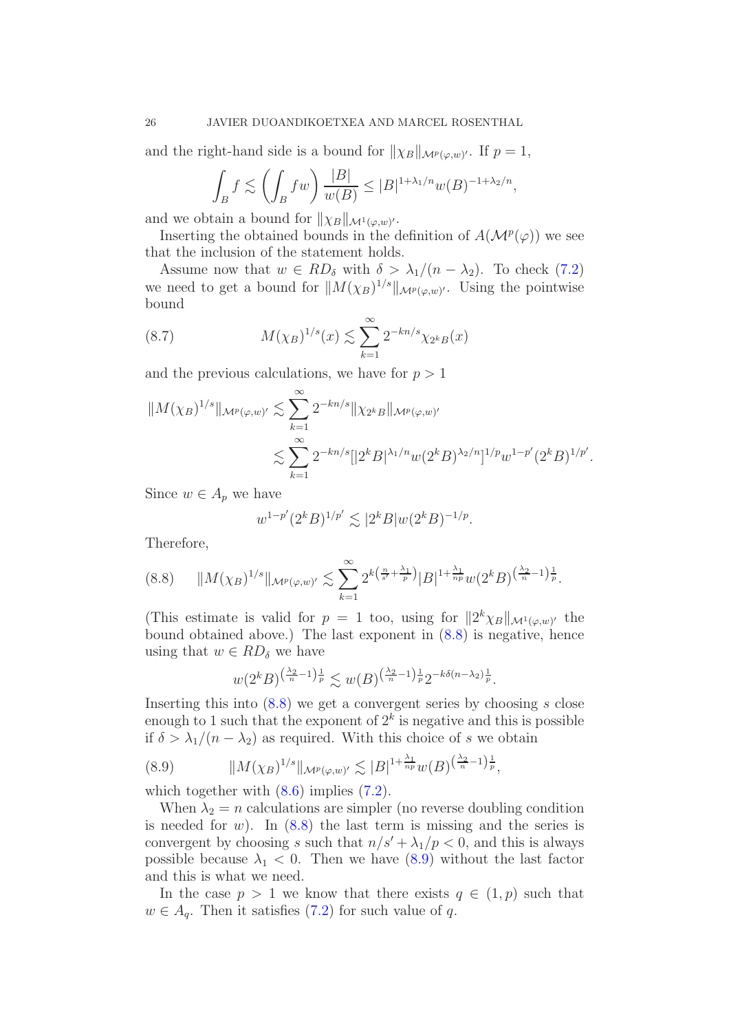and the right-hand side is a bound for $\|\chi_B\|_{\mathcal{M}^p(\varphi,w)'}$. If $p=1$,

$$\int_B f \lesssim \left(\int_B fw\right)\frac{|B|}{w(B)} \le |B|^{1+\lambda_1/n}w(B)^{-1+\lambda_2/n},$$

and we obtain a bound for $\|\chi_B\|_{\mathcal{M}^1(\varphi,w)'}$.

Inserting the obtained bounds in the definition of $A(\mathcal{M}^p(\varphi))$ we see that the inclusion of the statement holds.

Assume now that $w \in RD_\delta$ with $\delta > \lambda_1/(n-\lambda_2)$. To check (7.2) we need to get a bound for $\|M(\chi_B)^{1/s}\|_{\mathcal{M}^p(\varphi,w)'}$. Using the pointwise bound

$$M(\chi_B)^{1/s}(x) \lesssim \sum_{k=1}^{\infty} 2^{-kn/s}\chi_{2^kB}(x) \tag{8.7}$$

and the previous calculations, we have for $p>1$

$$\begin{aligned}
\|M(\chi_B)^{1/s}\|_{\mathcal{M}^p(\varphi,w)'} &\lesssim \sum_{k=1}^{\infty} 2^{-kn/s}\|\chi_{2^kB}\|_{\mathcal{M}^p(\varphi,w)'}\\
&\lesssim \sum_{k=1}^{\infty} 2^{-kn/s}[|2^kB|^{\lambda_1/n}w(2^kB)^{\lambda_2/n}]^{1/p}w^{1-p'}(2^kB)^{1/p'}.
\end{aligned}$$

Since $w \in A_p$ we have

$$w^{1-p'}(2^kB)^{1/p'} \lesssim |2^kB|w(2^kB)^{-1/p}.$$

Therefore,

$$\|M(\chi_B)^{1/s}\|_{\mathcal{M}^p(\varphi,w)'} \lesssim \sum_{k=1}^{\infty} 2^{k\left(\frac{n}{s'}+\frac{\lambda_1}{p}\right)}|B|^{1+\frac{\lambda_1}{np}}w(2^kB)^{\left(\frac{\lambda_2}{n}-1\right)\frac{1}{p}}. \tag{8.8}$$

(This estimate is valid for $p=1$ too, using for $\|2^k\chi_B\|_{\mathcal{M}^1(\varphi,w)'}$ the bound obtained above.) The last exponent in (8.8) is negative, hence using that $w \in RD_\delta$ we have

$$w(2^kB)^{\left(\frac{\lambda_2}{n}-1\right)\frac{1}{p}} \lesssim w(B)^{\left(\frac{\lambda_2}{n}-1\right)\frac{1}{p}}2^{-k\delta(n-\lambda_2)\frac{1}{p}}.$$

Inserting this into (8.8) we get a convergent series by choosing $s$ close enough to 1 such that the exponent of $2^k$ is negative and this is possible if $\delta > \lambda_1/(n-\lambda_2)$ as required. With this choice of $s$ we obtain

$$\|M(\chi_B)^{1/s}\|_{\mathcal{M}^p(\varphi,w)'} \lesssim |B|^{1+\frac{\lambda_1}{np}}w(B)^{\left(\frac{\lambda_2}{n}-1\right)\frac{1}{p}}, \tag{8.9}$$

which together with (8.6) implies (7.2).

When $\lambda_2 = n$ calculations are simpler (no reverse doubling condition is needed for $w$). In (8.8) the last term is missing and the series is convergent by choosing $s$ such that $n/s' + \lambda_1/p < 0$, and this is always possible because $\lambda_1 < 0$. Then we have (8.9) without the last factor and this is what we need.

In the case $p>1$ we know that there exists $q \in (1,p)$ such that $w \in A_q$. Then it satisfies (7.2) for such value of $q$.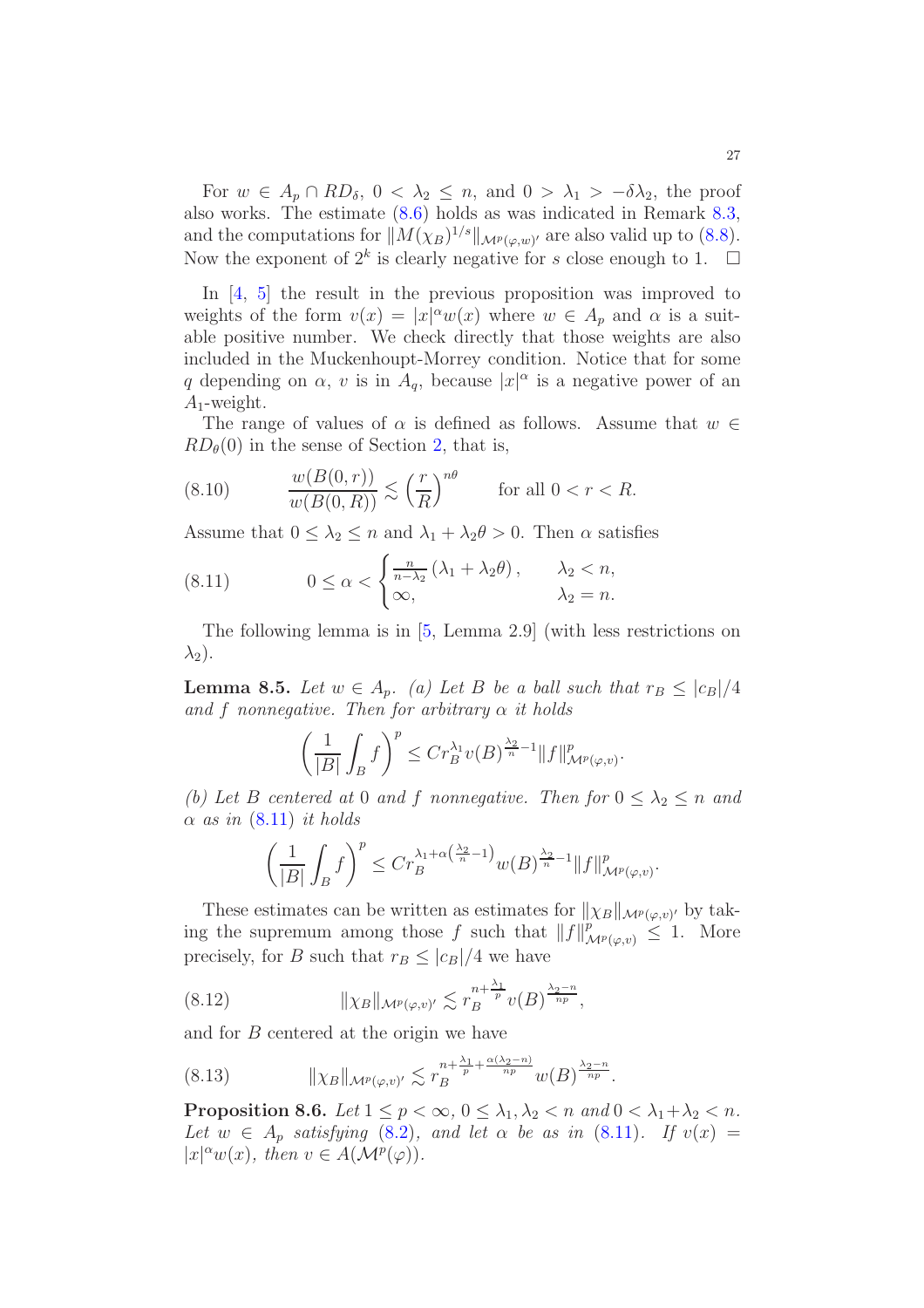For $w \in A_p \cap RD_\delta$, $0 < \lambda_2 \le n$, and $0 > \lambda_1 > -\delta\lambda_2$, the proof also works. The estimate (8.6) holds as was indicated in Remark 8.3, and the computations for $\|M(\chi_B)^{1/s}\|_{\mathcal{M}^p(\varphi,w)'}$ are also valid up to (8.8). Now the exponent of $2^k$ is clearly negative for $s$ close enough to 1. $\square$

In [4, 5] the result in the previous proposition was improved to weights of the form $v(x) = |x|^\alpha w(x)$ where $w \in A_p$ and $\alpha$ is a suitable positive number. We check directly that those weights are also included in the Muckenhoupt-Morrey condition. Notice that for some $q$ depending on $\alpha$, $v$ is in $A_q$, because $|x|^\alpha$ is a negative power of an $A_1$-weight.

The range of values of $\alpha$ is defined as follows. Assume that $w \in RD_\theta(0)$ in the sense of Section 2, that is,

$$\frac{w(B(0,r))}{w(B(0,R))} \lesssim \left(\frac{r}{R}\right)^{n\theta} \qquad \text{for all } 0<r<R. \tag{8.10}$$

Assume that $0 \le \lambda_2 \le n$ and $\lambda_1 + \lambda_2\theta > 0$. Then $\alpha$ satisfies

$$0 \le \alpha < \begin{cases} \frac{n}{n-\lambda_2}\left(\lambda_1 + \lambda_2\theta\right), & \lambda_2 < n, \\ \infty, & \lambda_2 = n. \end{cases} \tag{8.11}$$

The following lemma is in [5, Lemma 2.9] (with less restrictions on $\lambda_2$).

**Lemma 8.5.** *Let $w \in A_p$. (a) Let $B$ be a ball such that $r_B \le |c_B|/4$ and $f$ nonnegative. Then for arbitrary $\alpha$ it holds*

$$\left(\frac{1}{|B|}\int_B f\right)^p \le C r_B^{\lambda_1} v(B)^{\frac{\lambda_2}{n}-1} \|f\|^p_{\mathcal{M}^p(\varphi,v)}.$$

*(b) Let $B$ centered at 0 and $f$ nonnegative. Then for $0 \le \lambda_2 \le n$ and $\alpha$ as in (8.11) it holds*

$$\left(\frac{1}{|B|}\int_B f\right)^p \le C r_B^{\lambda_1+\alpha\left(\frac{\lambda_2}{n}-1\right)} w(B)^{\frac{\lambda_2}{n}-1} \|f\|^p_{\mathcal{M}^p(\varphi,v)}.$$

These estimates can be written as estimates for $\|\chi_B\|_{\mathcal{M}^p(\varphi,v)'}$ by taking the supremum among those $f$ such that $\|f\|^p_{\mathcal{M}^p(\varphi,v)} \le 1$. More precisely, for $B$ such that $r_B \le |c_B|/4$ we have

$$\|\chi_B\|_{\mathcal{M}^p(\varphi,v)'} \lesssim r_B^{n+\frac{\lambda_1}{p}} v(B)^{\frac{\lambda_2-n}{np}}, \tag{8.12}$$

and for $B$ centered at the origin we have

$$\|\chi_B\|_{\mathcal{M}^p(\varphi,v)'} \lesssim r_B^{n+\frac{\lambda_1}{p}+\frac{\alpha(\lambda_2-n)}{np}} w(B)^{\frac{\lambda_2-n}{np}}. \tag{8.13}$$

**Proposition 8.6.** *Let $1 \le p < \infty$, $0 \le \lambda_1, \lambda_2 < n$ and $0 < \lambda_1 + \lambda_2 < n$. Let $w \in A_p$ satisfying (8.2), and let $\alpha$ be as in (8.11). If $v(x) = |x|^\alpha w(x)$, then $v \in A(\mathcal{M}^p(\varphi))$.*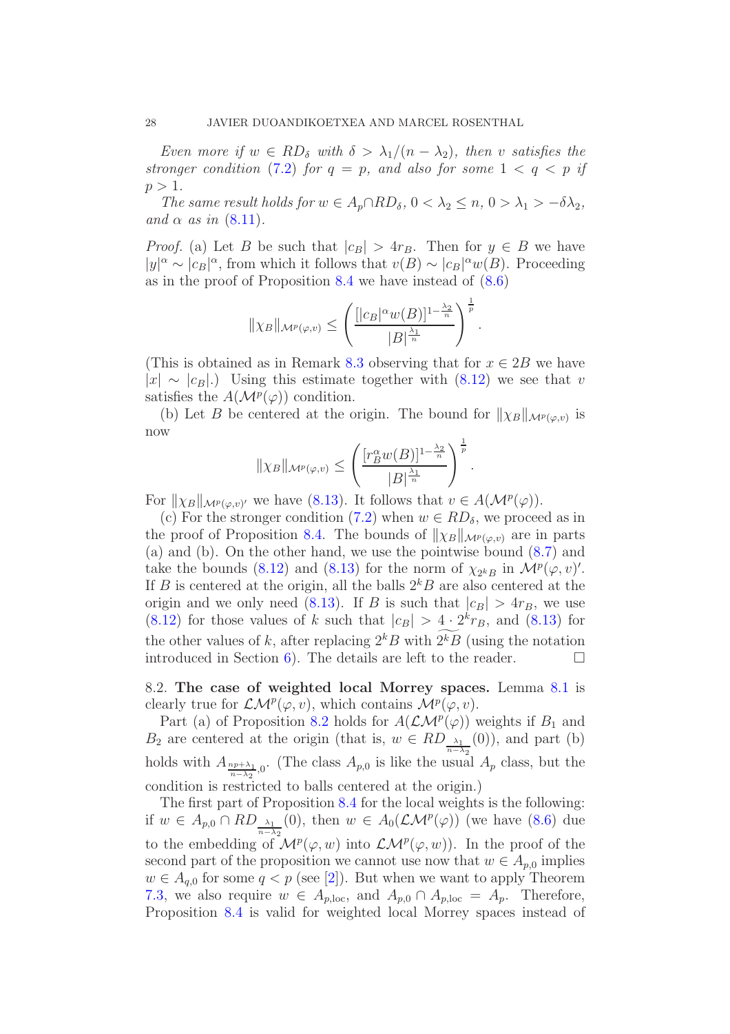*Even more if $w \in RD_\delta$ with $\delta > \lambda_1/(n-\lambda_2)$, then $v$ satisfies the stronger condition* (7.2) *for $q = p$, and also for some $1 < q < p$ if $p > 1$.*

*The same result holds for $w \in A_p \cap RD_\delta$, $0 < \lambda_2 \leq n$, $0 > \lambda_1 > -\delta\lambda_2$, and $\alpha$ as in* (8.11).

*Proof.* (a) Let $B$ be such that $|c_B| > 4r_B$. Then for $y \in B$ we have $|y|^\alpha \sim |c_B|^\alpha$, from which it follows that $v(B) \sim |c_B|^\alpha w(B)$. Proceeding as in the proof of Proposition 8.4 we have instead of (8.6)

$$\|\chi_B\|_{\mathcal{M}^p(\varphi,v)} \leq \left( \frac{[|c_B|^\alpha w(B)]^{1-\frac{\lambda_2}{n}}}{|B|^{\frac{\lambda_1}{n}}} \right)^{\frac{1}{p}}.$$

(This is obtained as in Remark 8.3 observing that for $x \in 2B$ we have $|x| \sim |c_B|$.) Using this estimate together with (8.12) we see that $v$ satisfies the $A(\mathcal{M}^p(\varphi))$ condition.

(b) Let $B$ be centered at the origin. The bound for $\|\chi_B\|_{\mathcal{M}^p(\varphi,v)}$ is now

$$\|\chi_B\|_{\mathcal{M}^p(\varphi,v)} \leq \left( \frac{[r_B^\alpha w(B)]^{1-\frac{\lambda_2}{n}}}{|B|^{\frac{\lambda_1}{n}}} \right)^{\frac{1}{p}}.$$

For $\|\chi_B\|_{\mathcal{M}^p(\varphi,v)'}$ we have (8.13). It follows that $v \in A(\mathcal{M}^p(\varphi))$.

(c) For the stronger condition (7.2) when $w \in RD_\delta$, we proceed as in the proof of Proposition 8.4. The bounds of $\|\chi_B\|_{\mathcal{M}^p(\varphi,v)}$ are in parts (a) and (b). On the other hand, we use the pointwise bound (8.7) and take the bounds (8.12) and (8.13) for the norm of $\chi_{2^kB}$ in $\mathcal{M}^p(\varphi,v)'$. If $B$ is centered at the origin, all the balls $2^kB$ are also centered at the origin and we only need (8.13). If $B$ is such that $|c_B| > 4r_B$, we use (8.12) for those values of $k$ such that $|c_B| > 4 \cdot 2^k r_B$, and (8.13) for the other values of $k$, after replacing $2^kB$ with $\widetilde{2^kB}$ (using the notation introduced in Section 6). The details are left to the reader. $\square$

## 8.2. **The case of weighted local Morrey spaces.**

Lemma 8.1 is clearly true for $\mathcal{LM}^p(\varphi,v)$, which contains $\mathcal{M}^p(\varphi,v)$.

Part (a) of Proposition 8.2 holds for $A(\mathcal{LM}^p(\varphi))$ weights if $B_1$ and $B_2$ are centered at the origin (that is, $w \in RD_{\frac{\lambda_1}{n-\lambda_2}}(0)$), and part (b) holds with $A_{\frac{np+\lambda_1}{n-\lambda_2},0}$. (The class $A_{p,0}$ is like the usual $A_p$ class, but the condition is restricted to balls centered at the origin.)

The first part of Proposition 8.4 for the local weights is the following: if $w \in A_{p,0} \cap RD_{\frac{\lambda_1}{n-\lambda_2}}(0)$, then $w \in A_0(\mathcal{LM}^p(\varphi))$ (we have (8.6) due to the embedding of $\mathcal{M}^p(\varphi,w)$ into $\mathcal{LM}^p(\varphi,w)$). In the proof of the second part of the proposition we cannot use now that $w \in A_{p,0}$ implies $w \in A_{q,0}$ for some $q < p$ (see [2]). But when we want to apply Theorem 7.3, we also require $w \in A_{p,\mathrm{loc}}$, and $A_{p,0} \cap A_{p,\mathrm{loc}} = A_p$. Therefore, Proposition 8.4 is valid for weighted local Morrey spaces instead of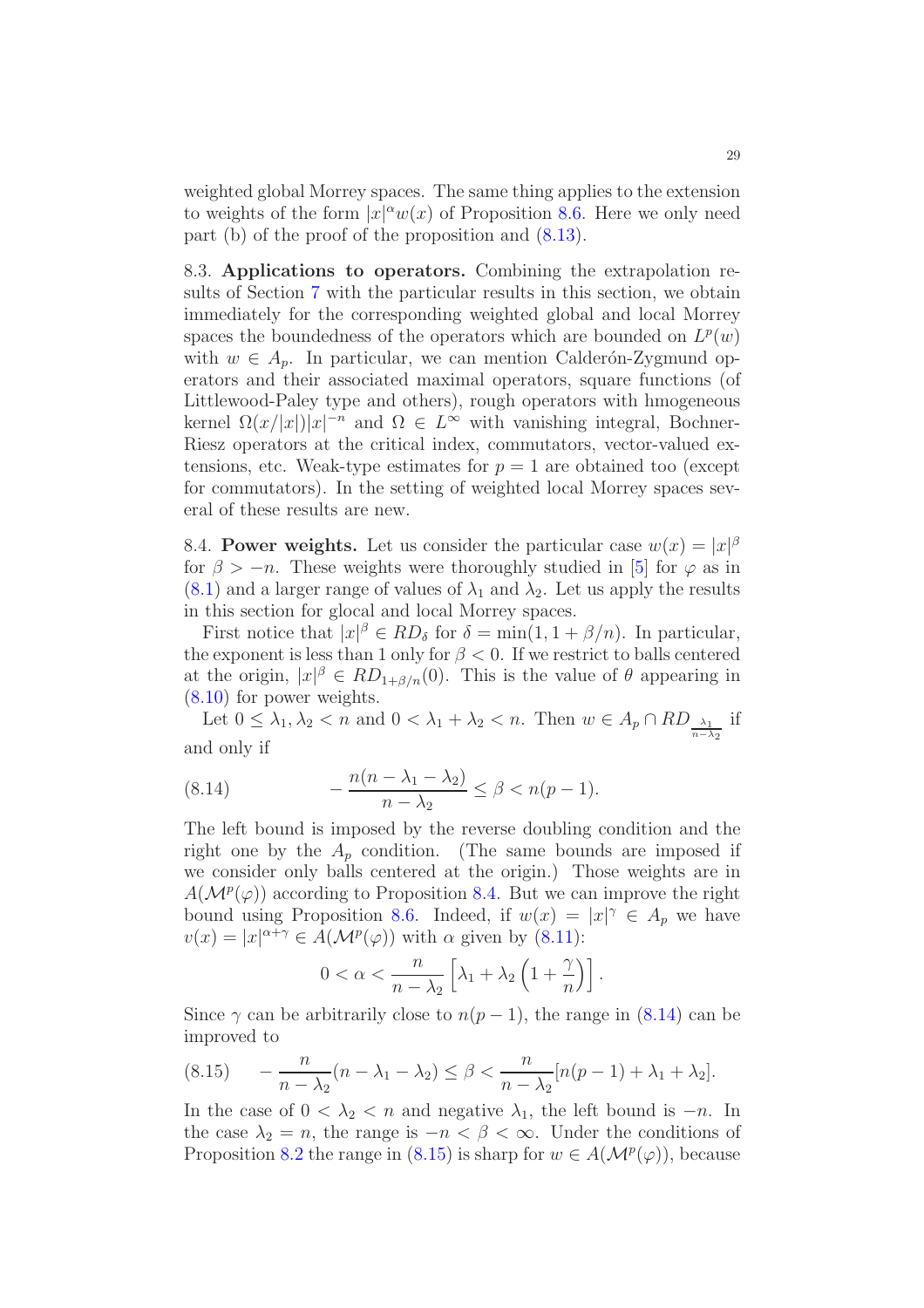weighted global Morrey spaces. The same thing applies to the extension to weights of the form $|x|^\alpha w(x)$ of Proposition 8.6. Here we only need part (b) of the proof of the proposition and (8.13).

8.3. **Applications to operators.** Combining the extrapolation results of Section 7 with the particular results in this section, we obtain immediately for the corresponding weighted global and local Morrey spaces the boundedness of the operators which are bounded on $L^p(w)$ with $w \in A_p$. In particular, we can mention Calderón-Zygmund operators and their associated maximal operators, square functions (of Littlewood-Paley type and others), rough operators with hmogeneous kernel $\Omega(x/|x|)|x|^{-n}$ and $\Omega \in L^\infty$ with vanishing integral, Bochner-Riesz operators at the critical index, commutators, vector-valued extensions, etc. Weak-type estimates for $p = 1$ are obtained too (except for commutators). In the setting of weighted local Morrey spaces several of these results are new.

8.4. **Power weights.** Let us consider the particular case $w(x) = |x|^\beta$ for $\beta > -n$. These weights were thoroughly studied in [5] for $\varphi$ as in (8.1) and a larger range of values of $\lambda_1$ and $\lambda_2$. Let us apply the results in this section for glocal and local Morrey spaces.

First notice that $|x|^\beta \in RD_\delta$ for $\delta = \min(1, 1 + \beta/n)$. In particular, the exponent is less than 1 only for $\beta < 0$. If we restrict to balls centered at the origin, $|x|^\beta \in RD_{1+\beta/n}(0)$. This is the value of $\theta$ appearing in (8.10) for power weights.

Let $0 \le \lambda_1, \lambda_2 < n$ and $0 < \lambda_1 + \lambda_2 < n$. Then $w \in A_p \cap RD_{\frac{\lambda_1}{n-\lambda_2}}$ if and only if

$$-\frac{n(n-\lambda_1-\lambda_2)}{n-\lambda_2} \le \beta < n(p-1). \tag{8.14}$$

The left bound is imposed by the reverse doubling condition and the right one by the $A_p$ condition. (The same bounds are imposed if we consider only balls centered at the origin.) Those weights are in $A(\mathcal{M}^p(\varphi))$ according to Proposition 8.4. But we can improve the right bound using Proposition 8.6. Indeed, if $w(x) = |x|^\gamma \in A_p$ we have $v(x) = |x|^{\alpha+\gamma} \in A(\mathcal{M}^p(\varphi))$ with $\alpha$ given by (8.11):

$$0 < \alpha < \frac{n}{n-\lambda_2}\left[\lambda_1 + \lambda_2\left(1 + \frac{\gamma}{n}\right)\right].$$

Since $\gamma$ can be arbitrarily close to $n(p-1)$, the range in (8.14) can be improved to

$$-\frac{n}{n-\lambda_2}(n-\lambda_1-\lambda_2) \le \beta < \frac{n}{n-\lambda_2}[n(p-1)+\lambda_1+\lambda_2]. \tag{8.15}$$

In the case of $0 < \lambda_2 < n$ and negative $\lambda_1$, the left bound is $-n$. In the case $\lambda_2 = n$, the range is $-n < \beta < \infty$. Under the conditions of Proposition 8.2 the range in (8.15) is sharp for $w \in A(\mathcal{M}^p(\varphi))$, because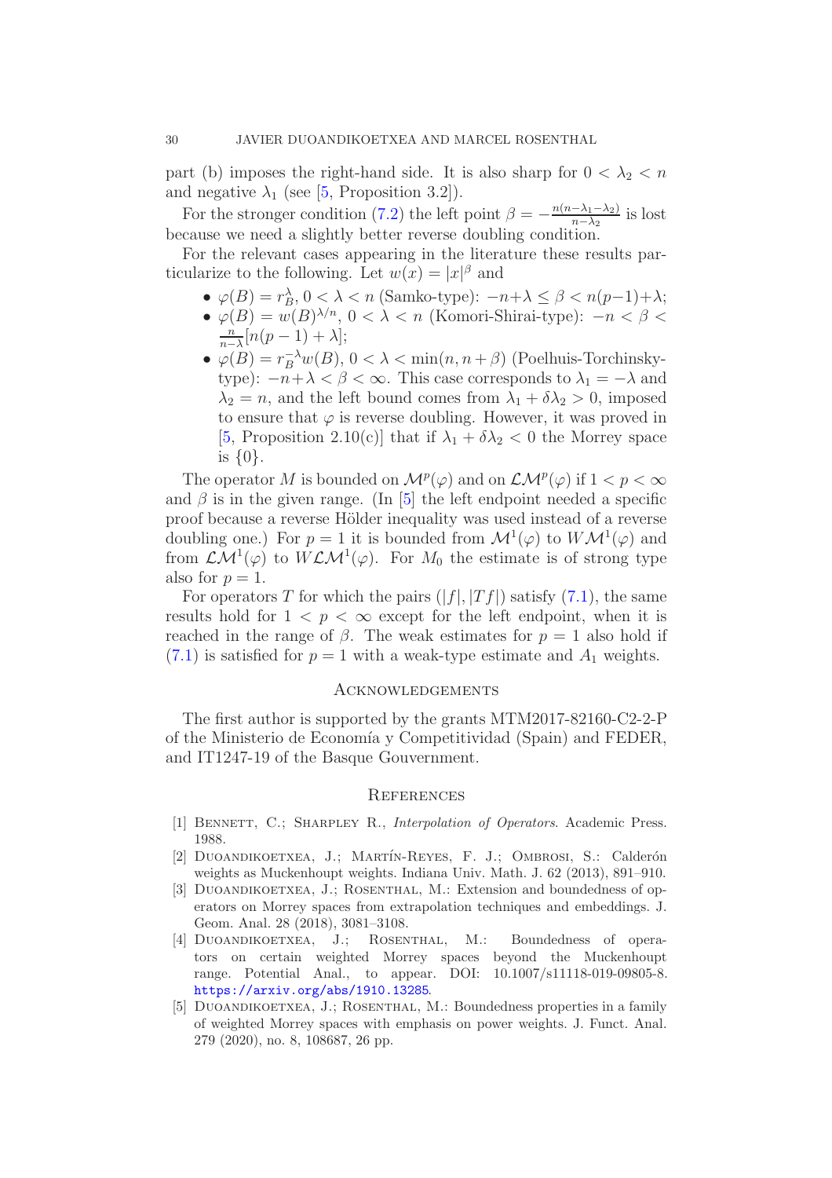part (b) imposes the right-hand side. It is also sharp for $0 < \lambda_2 < n$ and negative $\lambda_1$ (see [5, Proposition 3.2]).

For the stronger condition (7.2) the left point $\beta = -\frac{n(n-\lambda_1-\lambda_2)}{n-\lambda_2}$ is lost because we need a slightly better reverse doubling condition.

For the relevant cases appearing in the literature these results particularize to the following. Let $w(x) = |x|^\beta$ and

- $\varphi(B) = r_B^\lambda$, $0 < \lambda < n$ (Samko-type): $-n+\lambda \le \beta < n(p-1)+\lambda$;
- $\varphi(B) = w(B)^{\lambda/n}$, $0 < \lambda < n$ (Komori-Shirai-type): $-n < \beta < \frac{n}{n-\lambda}[n(p-1)+\lambda]$;
- $\varphi(B) = r_B^{-\lambda} w(B)$, $0 < \lambda < \min(n, n+\beta)$ (Poelhuis-Torchinsky-type): $-n+\lambda < \beta < \infty$. This case corresponds to $\lambda_1 = -\lambda$ and $\lambda_2 = n$, and the left bound comes from $\lambda_1 + \delta\lambda_2 > 0$, imposed to ensure that $\varphi$ is reverse doubling. However, it was proved in [5, Proposition 2.10(c)] that if $\lambda_1 + \delta\lambda_2 < 0$ the Morrey space is $\{0\}$.

The operator $M$ is bounded on $\mathcal{M}^p(\varphi)$ and on $\mathcal{LM}^p(\varphi)$ if $1 < p < \infty$ and $\beta$ is in the given range. (In [5] the left endpoint needed a specific proof because a reverse Hölder inequality was used instead of a reverse doubling one.) For $p = 1$ it is bounded from $\mathcal{M}^1(\varphi)$ to $W\mathcal{M}^1(\varphi)$ and from $\mathcal{LM}^1(\varphi)$ to $W\mathcal{LM}^1(\varphi)$. For $M_0$ the estimate is of strong type also for $p = 1$.

For operators $T$ for which the pairs $(|f|, |Tf|)$ satisfy (7.1), the same results hold for $1 < p < \infty$ except for the left endpoint, when it is reached in the range of $\beta$. The weak estimates for $p = 1$ also hold if (7.1) is satisfied for $p = 1$ with a weak-type estimate and $A_1$ weights.

## Acknowledgements

The first author is supported by the grants MTM2017-82160-C2-2-P of the Ministerio de Economía y Competitividad (Spain) and FEDER, and IT1247-19 of the Basque Gouvernment.

## References

[1] Bennett, C.; Sharpley R., *Interpolation of Operators*. Academic Press. 1988.

[2] Duoandikoetxea, J.; Martín-Reyes, F. J.; Ombrosi, S.: Calderón weights as Muckenhoupt weights. Indiana Univ. Math. J. 62 (2013), 891–910.

[3] Duoandikoetxea, J.; Rosenthal, M.: Extension and boundedness of operators on Morrey spaces from extrapolation techniques and embeddings. J. Geom. Anal. 28 (2018), 3081–3108.

[4] Duoandikoetxea, J.; Rosenthal, M.: Boundedness of operators on certain weighted Morrey spaces beyond the Muckenhoupt range. Potential Anal., to appear. DOI: 10.1007/s11118-019-09805-8. https://arxiv.org/abs/1910.13285.

[5] Duoandikoetxea, J.; Rosenthal, M.: Boundedness properties in a family of weighted Morrey spaces with emphasis on power weights. J. Funct. Anal. 279 (2020), no. 8, 108687, 26 pp.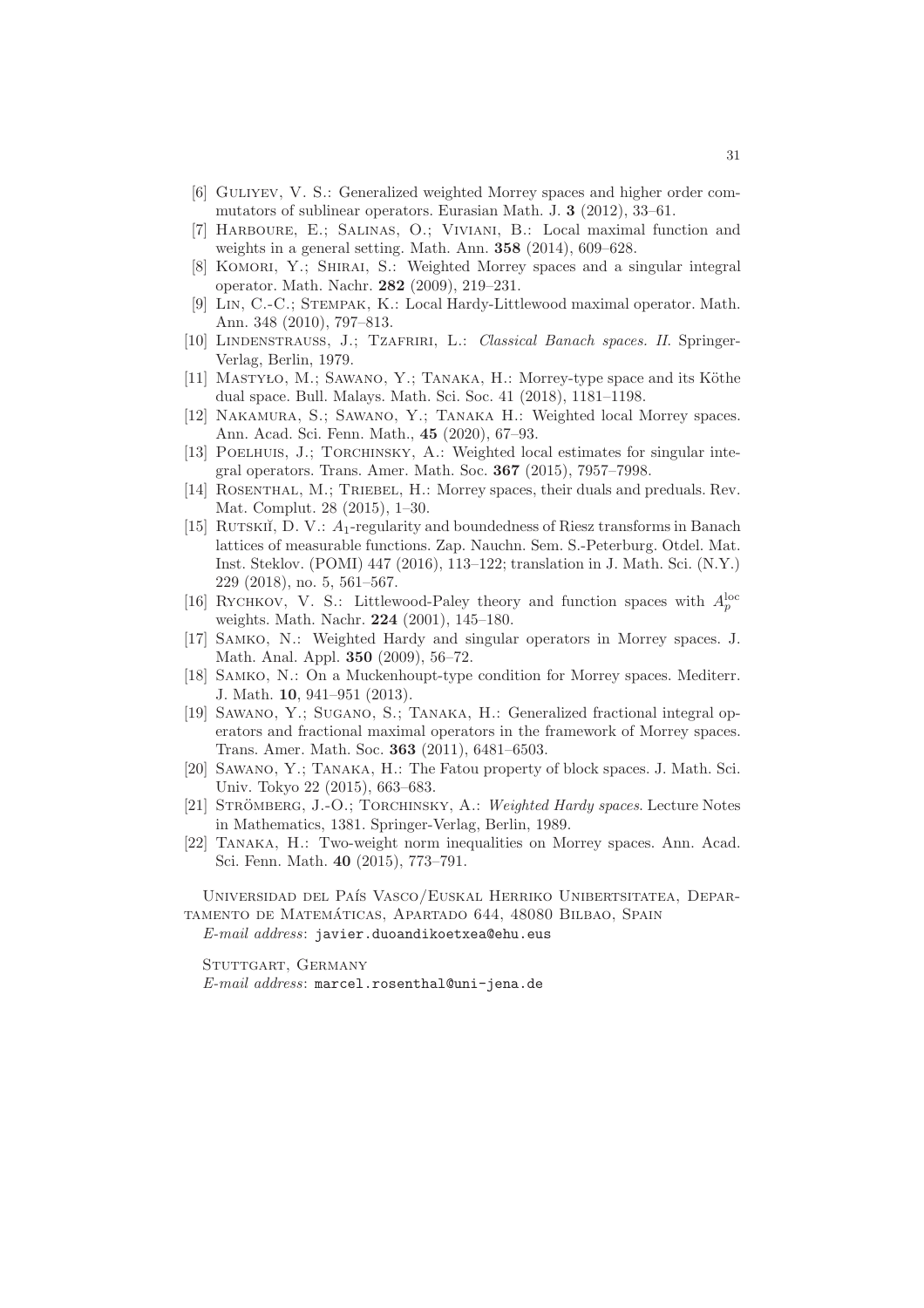[6] Guliyev, V. S.: Generalized weighted Morrey spaces and higher order commutators of sublinear operators. Eurasian Math. J. **3** (2012), 33–61.

[7] Harboure, E.; Salinas, O.; Viviani, B.: Local maximal function and weights in a general setting. Math. Ann. **358** (2014), 609–628.

[8] Komori, Y.; Shirai, S.: Weighted Morrey spaces and a singular integral operator. Math. Nachr. **282** (2009), 219–231.

[9] Lin, C.-C.; Stempak, K.: Local Hardy-Littlewood maximal operator. Math. Ann. 348 (2010), 797–813.

[10] Lindenstrauss, J.; Tzafriri, L.: *Classical Banach spaces. II*. Springer-Verlag, Berlin, 1979.

[11] Mastyło, M.; Sawano, Y.; Tanaka, H.: Morrey-type space and its Köthe dual space. Bull. Malays. Math. Sci. Soc. 41 (2018), 1181–1198.

[12] Nakamura, S.; Sawano, Y.; Tanaka H.: Weighted local Morrey spaces. Ann. Acad. Sci. Fenn. Math., **45** (2020), 67–93.

[13] Poelhuis, J.; Torchinsky, A.: Weighted local estimates for singular integral operators. Trans. Amer. Math. Soc. **367** (2015), 7957–7998.

[14] Rosenthal, M.; Triebel, H.: Morrey spaces, their duals and preduals. Rev. Mat. Complut. 28 (2015), 1–30.

[15] Rutskiĭ, D. V.: $A_1$-regularity and boundedness of Riesz transforms in Banach lattices of measurable functions. Zap. Nauchn. Sem. S.-Peterburg. Otdel. Mat. Inst. Steklov. (POMI) 447 (2016), 113–122; translation in J. Math. Sci. (N.Y.) 229 (2018), no. 5, 561–567.

[16] Rychkov, V. S.: Littlewood-Paley theory and function spaces with $A_p^{\text{loc}}$ weights. Math. Nachr. **224** (2001), 145–180.

[17] Samko, N.: Weighted Hardy and singular operators in Morrey spaces. J. Math. Anal. Appl. **350** (2009), 56–72.

[18] Samko, N.: On a Muckenhoupt-type condition for Morrey spaces. Mediterr. J. Math. **10**, 941–951 (2013).

[19] Sawano, Y.; Sugano, S.; Tanaka, H.: Generalized fractional integral operators and fractional maximal operators in the framework of Morrey spaces. Trans. Amer. Math. Soc. **363** (2011), 6481–6503.

[20] Sawano, Y.; Tanaka, H.: The Fatou property of block spaces. J. Math. Sci. Univ. Tokyo 22 (2015), 663–683.

[21] Strömberg, J.-O.; Torchinsky, A.: *Weighted Hardy spaces*. Lecture Notes in Mathematics, 1381. Springer-Verlag, Berlin, 1989.

[22] Tanaka, H.: Two-weight norm inequalities on Morrey spaces. Ann. Acad. Sci. Fenn. Math. **40** (2015), 773–791.

Universidad del País Vasco/Euskal Herriko Unibertsitatea, Departamento de Matemáticas, Apartado 644, 48080 Bilbao, Spain
*E-mail address*: `javier.duoandikoetxea@ehu.eus`

Stuttgart, Germany
*E-mail address*: `marcel.rosenthal@uni-jena.de`